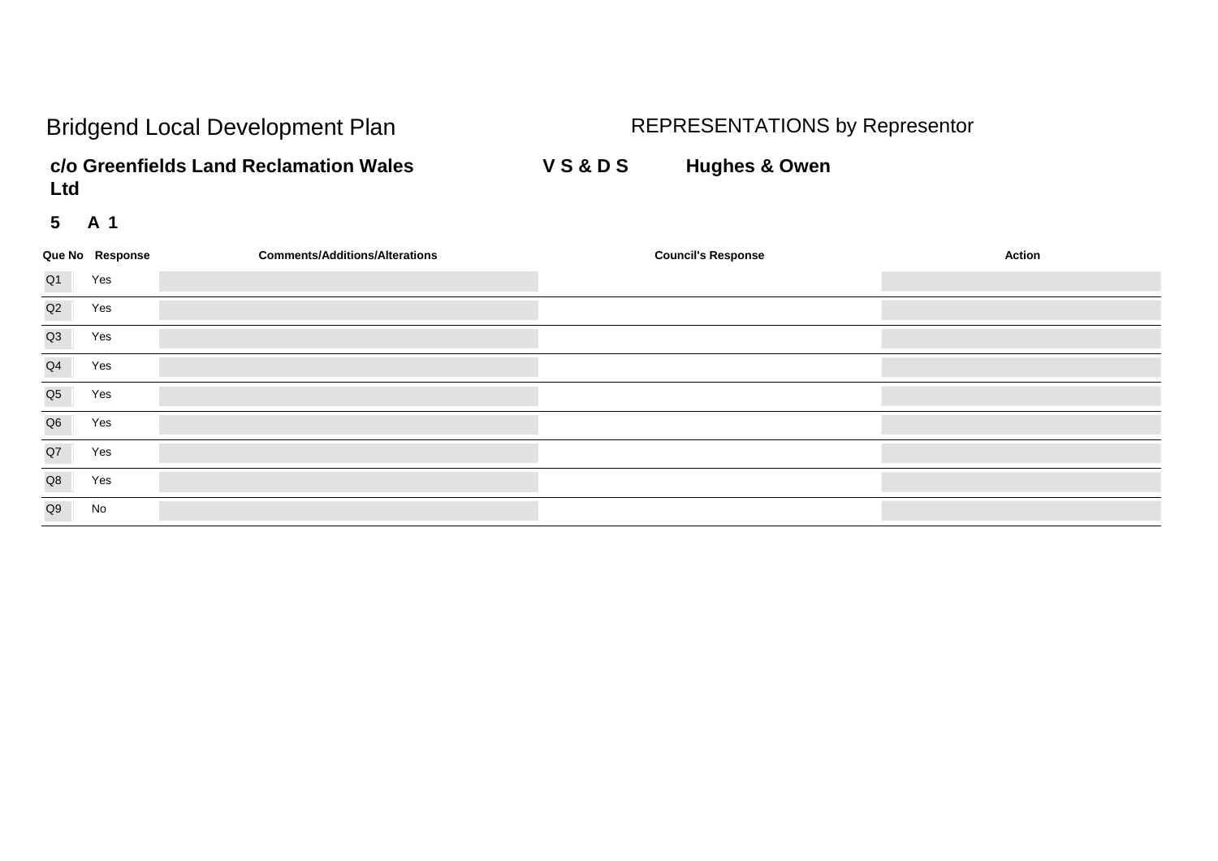# Bridgend Local Development Plan

## REPRESENTATIONS by Representor

**c/o Greenfields Land Reclamation Wales Ltd** **V S & D S** **Hughes & Owen**

**5 A 1**

| Que No | Response | Comments/Additions/Alterations | Council's Response | Action |
|---|---|---|---|---|
| Q1 | Yes | | | |
| Q2 | Yes | | | |
| Q3 | Yes | | | |
| Q4 | Yes | | | |
| Q5 | Yes | | | |
| Q6 | Yes | | | |
| Q7 | Yes | | | |
| Q8 | Yes | | | |
| Q9 | No | | | |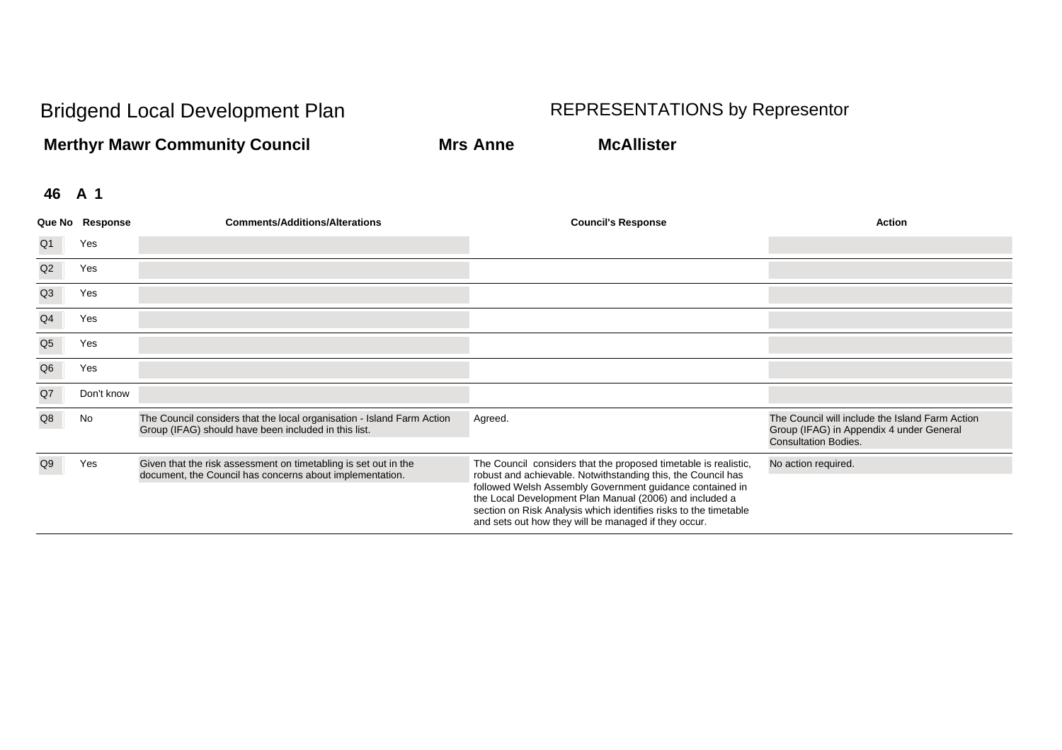# Bridgend Local Development Plan

## REPRESENTATIONS by Representor

**Merthyr Mawr Community Council** **Mrs Anne** **McAllister**

**46 A 1**

| Que No | Response | Comments/Additions/Alterations | Council's Response | Action |
|---|---|---|---|---|
| Q1 | Yes | | | |
| Q2 | Yes | | | |
| Q3 | Yes | | | |
| Q4 | Yes | | | |
| Q5 | Yes | | | |
| Q6 | Yes | | | |
| Q7 | Don't know | | | |
| Q8 | No | The Council considers that the local organisation - Island Farm Action Group (IFAG) should have been included in this list. | Agreed. | The Council will include the Island Farm Action Group (IFAG) in Appendix 4 under General Consultation Bodies. |
| Q9 | Yes | Given that the risk assessment on timetabling is set out in the document, the Council has concerns about implementation. | The Council considers that the proposed timetable is realistic, robust and achievable. Notwithstanding this, the Council has followed Welsh Assembly Government guidance contained in the Local Development Plan Manual (2006) and included a section on Risk Analysis which identifies risks to the timetable and sets out how they will be managed if they occur. | No action required. |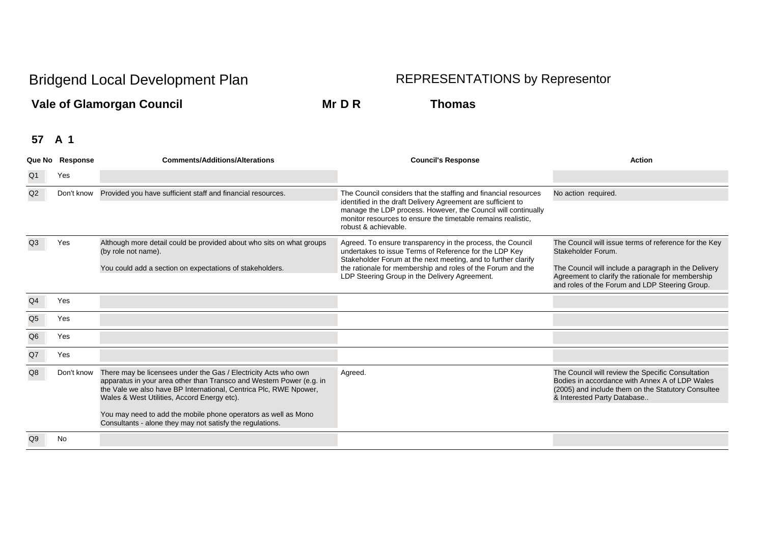# Bridgend Local Development Plan

## REPRESENTATIONS by Representor

**Vale of Glamorgan Council** **Mr D R** **Thomas**

**57 A 1**

| Que No | Response | Comments/Additions/Alterations | Council's Response | Action |
|---|---|---|---|---|
| Q1 | Yes | | | |
| Q2 | Don't know | Provided you have sufficient staff and financial resources. | The Council considers that the staffing and financial resources identified in the draft Delivery Agreement are sufficient to manage the LDP process. However, the Council will continually monitor resources to ensure the timetable remains realistic, robust & achievable. | No action required. |
| Q3 | Yes | Although more detail could be provided about who sits on what groups (by role not name).<br><br>You could add a section on expectations of stakeholders. | Agreed. To ensure transparency in the process, the Council undertakes to issue Terms of Reference for the LDP Key Stakeholder Forum at the next meeting, and to further clarify the rationale for membership and roles of the Forum and the LDP Steering Group in the Delivery Agreement. | The Council will issue terms of reference for the Key Stakeholder Forum.<br><br>The Council will include a paragraph in the Delivery Agreement to clarify the rationale for membership and roles of the Forum and LDP Steering Group. |
| Q4 | Yes | | | |
| Q5 | Yes | | | |
| Q6 | Yes | | | |
| Q7 | Yes | | | |
| Q8 | Don't know | There may be licensees under the Gas / Electricity Acts who own apparatus in your area other than Transco and Western Power (e.g. in the Vale we also have BP International, Centrica Plc, RWE Npower, Wales & West Utilities, Accord Energy etc).<br><br>You may need to add the mobile phone operators as well as Mono Consultants - alone they may not satisfy the regulations. | Agreed. | The Council will review the Specific Consultation Bodies in accordance with Annex A of LDP Wales (2005) and include them on the Statutory Consultee & Interested Party Database.. |
| Q9 | No | | | |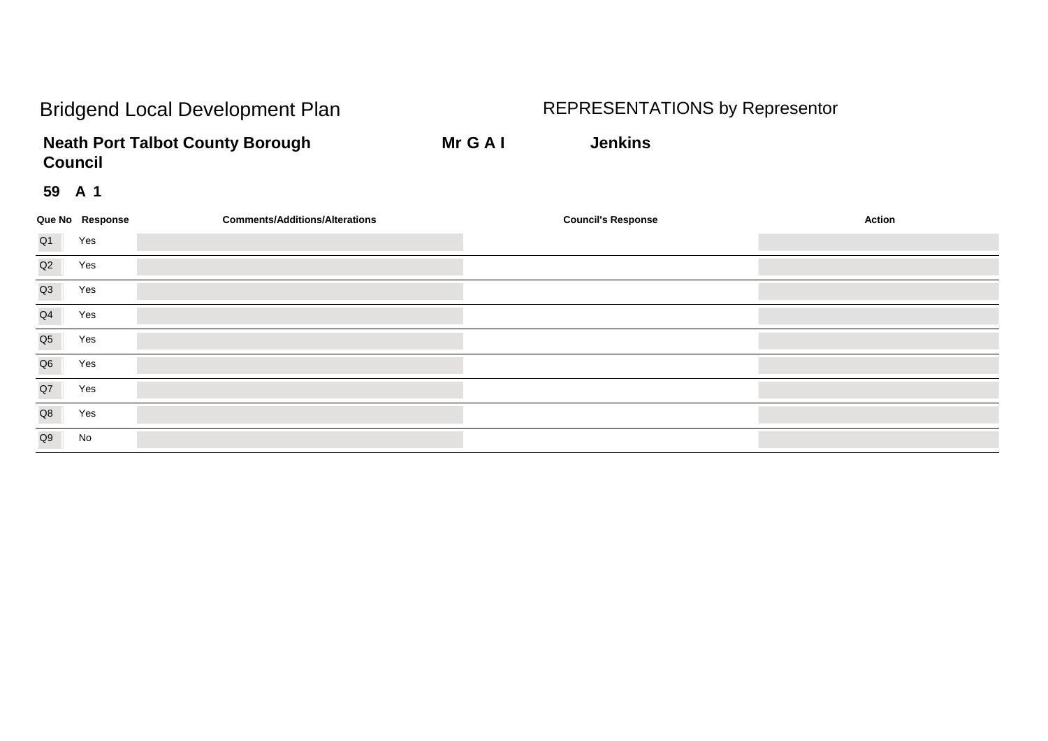Bridgend Local Development Plan

REPRESENTATIONS by Representor

**Neath Port Talbot County Borough Council** **Mr G A I** **Jenkins**

**59 A 1**

| Que No | Response | Comments/Additions/Alterations | Council's Response | Action |
|---|---|---|---|---|
| Q1 | Yes | | | |
| Q2 | Yes | | | |
| Q3 | Yes | | | |
| Q4 | Yes | | | |
| Q5 | Yes | | | |
| Q6 | Yes | | | |
| Q7 | Yes | | | |
| Q8 | Yes | | | |
| Q9 | No | | | |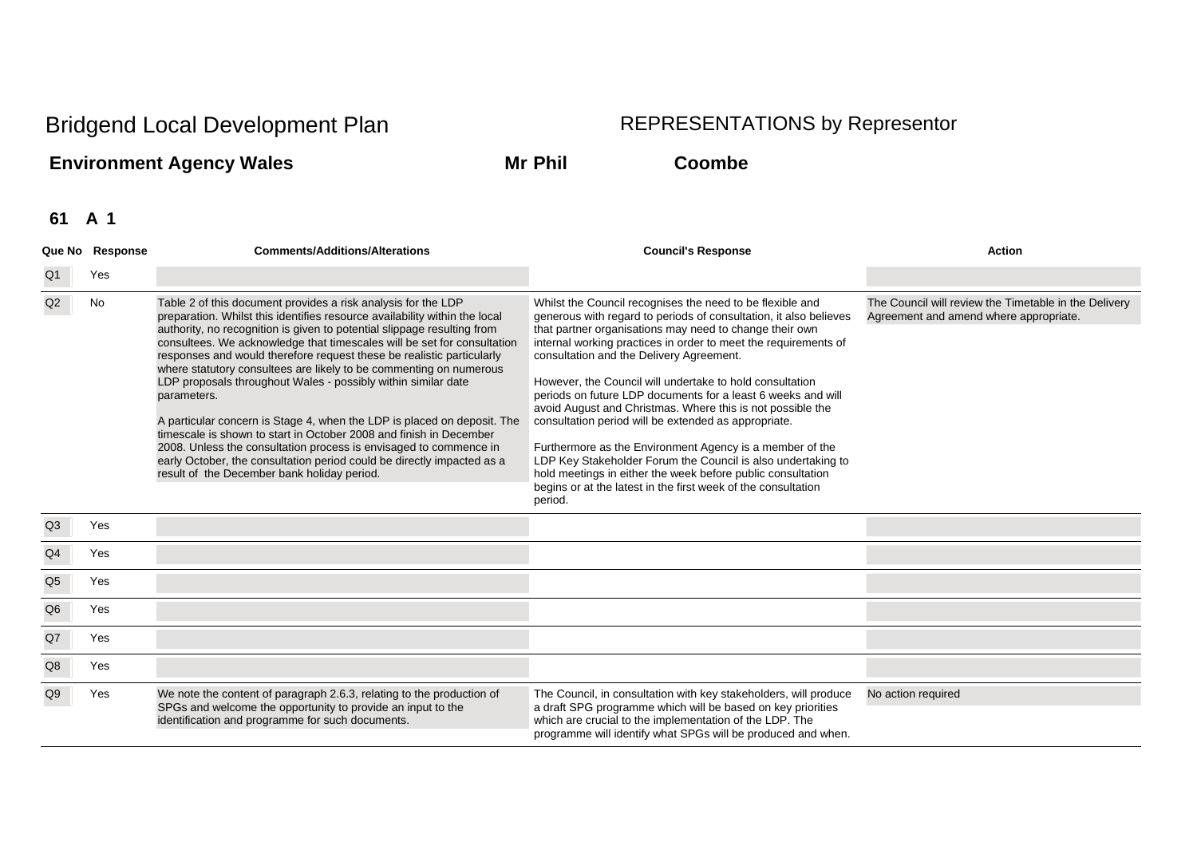# Bridgend Local Development Plan

## REPRESENTATIONS by Representor

**Environment Agency Wales** **Mr Phil** **Coombe**

**61 A 1**

| Que No | Response | Comments/Additions/Alterations | Council's Response | Action |
|---|---|---|---|---|
| Q1 | Yes | | | |
| Q2 | No | Table 2 of this document provides a risk analysis for the LDP preparation. Whilst this identifies resource availability within the local authority, no recognition is given to potential slippage resulting from consultees. We acknowledge that timescales will be set for consultation responses and would therefore request these be realistic particularly where statutory consultees are likely to be commenting on numerous LDP proposals throughout Wales - possibly within similar date parameters.<br><br>A particular concern is Stage 4, when the LDP is placed on deposit. The timescale is shown to start in October 2008 and finish in December 2008. Unless the consultation process is envisaged to commence in early October, the consultation period could be directly impacted as a result of the December bank holiday period. | Whilst the Council recognises the need to be flexible and generous with regard to periods of consultation, it also believes that partner organisations may need to change their own internal working practices in order to meet the requirements of consultation and the Delivery Agreement.<br><br>However, the Council will undertake to hold consultation periods on future LDP documents for a least 6 weeks and will avoid August and Christmas. Where this is not possible the consultation period will be extended as appropriate.<br><br>Furthermore as the Environment Agency is a member of the LDP Key Stakeholder Forum the Council is also undertaking to hold meetings in either the week before public consultation begins or at the latest in the first week of the consultation period. | The Council will review the Timetable in the Delivery Agreement and amend where appropriate. |
| Q3 | Yes | | | |
| Q4 | Yes | | | |
| Q5 | Yes | | | |
| Q6 | Yes | | | |
| Q7 | Yes | | | |
| Q8 | Yes | | | |
| Q9 | Yes | We note the content of paragraph 2.6.3, relating to the production of SPGs and welcome the opportunity to provide an input to the identification and programme for such documents. | The Council, in consultation with key stakeholders, will produce a draft SPG programme which will be based on key priorities which are crucial to the implementation of the LDP. The programme will identify what SPGs will be produced and when. | No action required |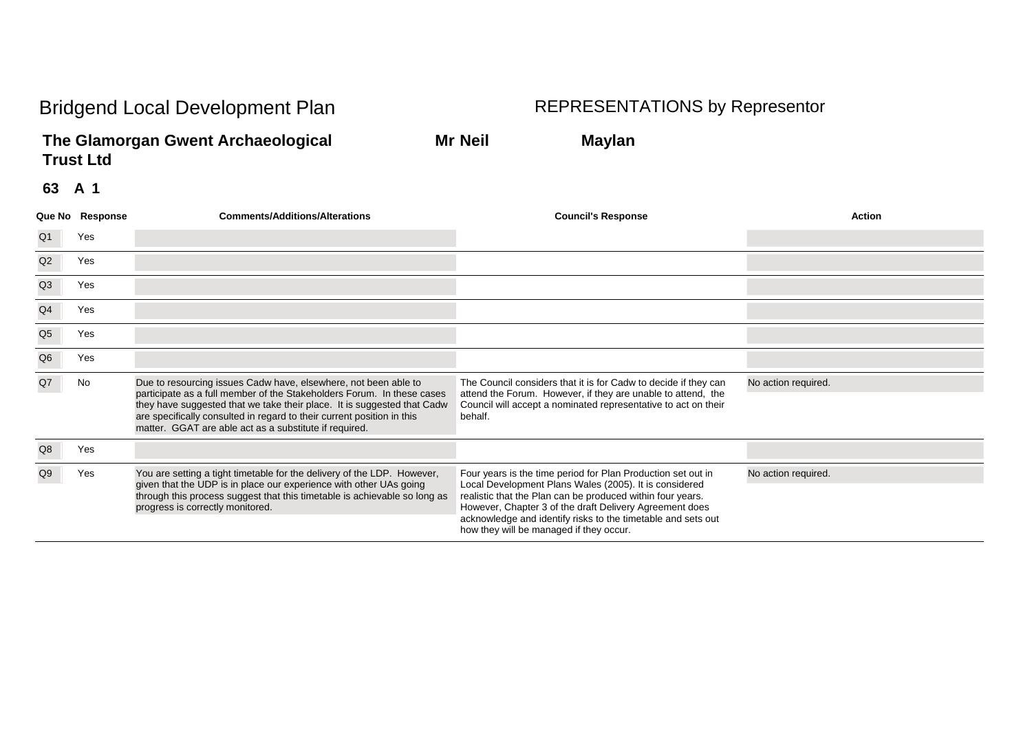# Bridgend Local Development Plan

## REPRESENTATIONS by Representor

**The Glamorgan Gwent Archaeological Trust Ltd** **Mr Neil** **Maylan**

**63 A 1**

| Que No | Response | Comments/Additions/Alterations | Council's Response | Action |
|---|---|---|---|---|
| Q1 | Yes | | | |
| Q2 | Yes | | | |
| Q3 | Yes | | | |
| Q4 | Yes | | | |
| Q5 | Yes | | | |
| Q6 | Yes | | | |
| Q7 | No | Due to resourcing issues Cadw have, elsewhere, not been able to participate as a full member of the Stakeholders Forum. In these cases they have suggested that we take their place. It is suggested that Cadw are specifically consulted in regard to their current position in this matter. GGAT are able act as a substitute if required. | The Council considers that it is for Cadw to decide if they can attend the Forum. However, if they are unable to attend, the Council will accept a nominated representative to act on their behalf. | No action required. |
| Q8 | Yes | | | |
| Q9 | Yes | You are setting a tight timetable for the delivery of the LDP. However, given that the UDP is in place our experience with other UAs going through this process suggest that this timetable is achievable so long as progress is correctly monitored. | Four years is the time period for Plan Production set out in Local Development Plans Wales (2005). It is considered realistic that the Plan can be produced within four years. However, Chapter 3 of the draft Delivery Agreement does acknowledge and identify risks to the timetable and sets out how they will be managed if they occur. | No action required. |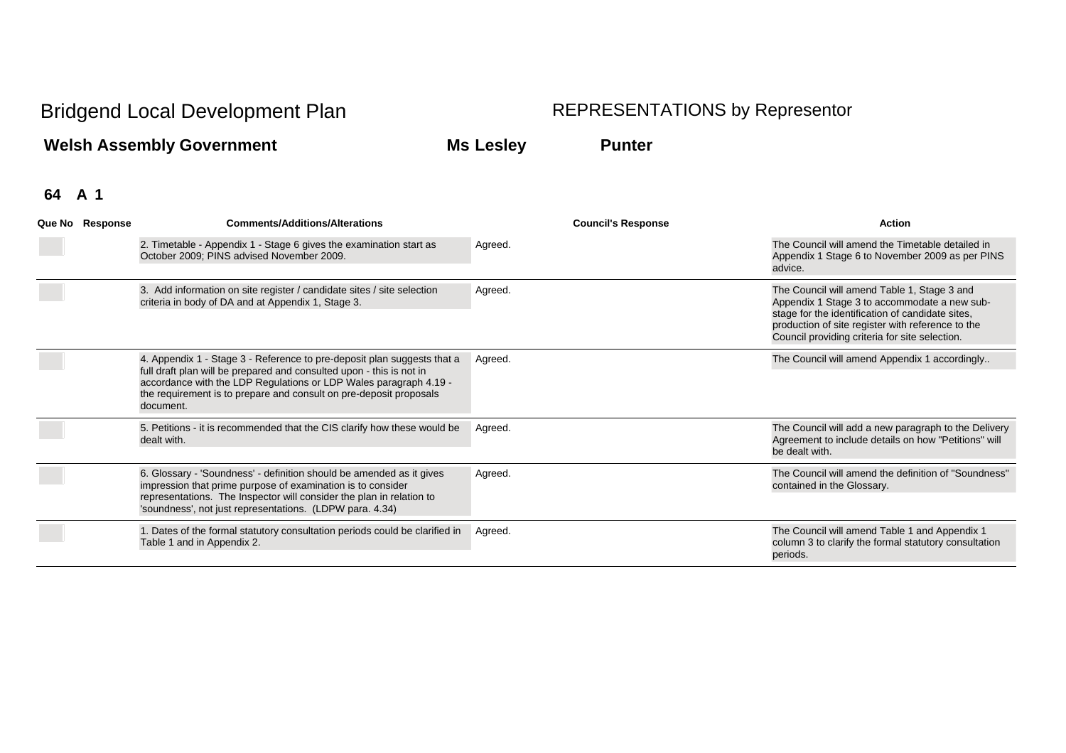# Bridgend Local Development Plan

## REPRESENTATIONS by Representor

**Welsh Assembly Government** **Ms Lesley** **Punter**

**64 A 1**

| Que No | Response | Comments/Additions/Alterations | Council's Response | Action |
|---|---|---|---|---|
| | | 2. Timetable - Appendix 1 - Stage 6 gives the examination start as October 2009; PINS advised November 2009. | Agreed. | The Council will amend the Timetable detailed in Appendix 1 Stage 6 to November 2009 as per PINS advice. |
| | | 3. Add information on site register / candidate sites / site selection criteria in body of DA and at Appendix 1, Stage 3. | Agreed. | The Council will amend Table 1, Stage 3 and Appendix 1 Stage 3 to accommodate a new sub-stage for the identification of candidate sites, production of site register with reference to the Council providing criteria for site selection. |
| | | 4. Appendix 1 - Stage 3 - Reference to pre-deposit plan suggests that a full draft plan will be prepared and consulted upon - this is not in accordance with the LDP Regulations or LDP Wales paragraph 4.19 - the requirement is to prepare and consult on pre-deposit proposals document. | Agreed. | The Council will amend Appendix 1 accordingly.. |
| | | 5. Petitions - it is recommended that the CIS clarify how these would be dealt with. | Agreed. | The Council will add a new paragraph to the Delivery Agreement to include details on how "Petitions" will be dealt with. |
| | | 6. Glossary - 'Soundness' - definition should be amended as it gives impression that prime purpose of examination is to consider representations. The Inspector will consider the plan in relation to 'soundness', not just representations. (LDPW para. 4.34) | Agreed. | The Council will amend the definition of "Soundness" contained in the Glossary. |
| | | 1. Dates of the formal statutory consultation periods could be clarified in Table 1 and in Appendix 2. | Agreed. | The Council will amend Table 1 and Appendix 1 column 3 to clarify the formal statutory consultation periods. |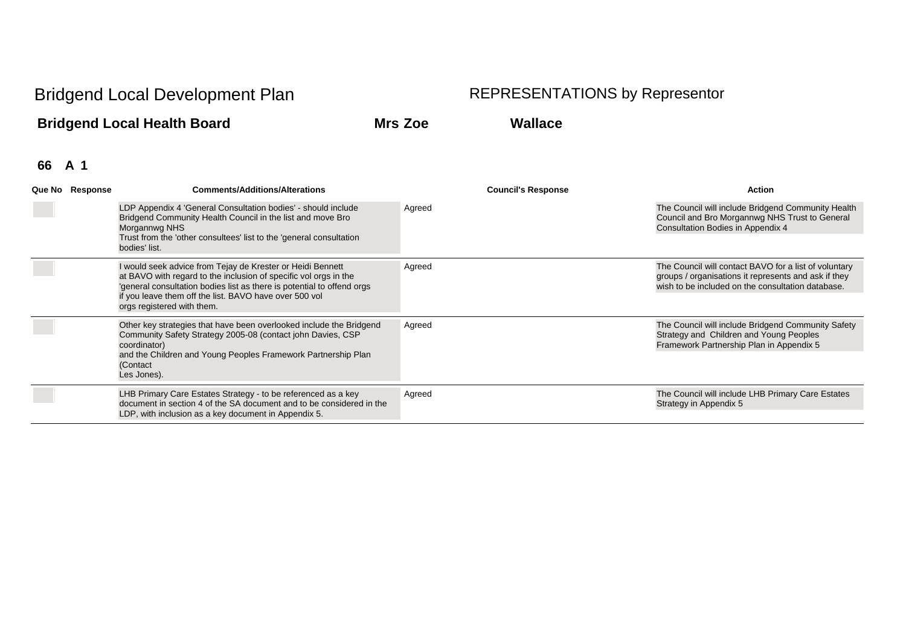# Bridgend Local Development Plan

## REPRESENTATIONS by Representor

**Bridgend Local Health Board** **Mrs Zoe** **Wallace**

**66 A 1**

| Que No | Response | Comments/Additions/Alterations | Council's Response | Action |
|---|---|---|---|---|
| | | LDP Appendix 4 'General Consultation bodies' - should include Bridgend Community Health Council in the list and move Bro Morgannwg NHS Trust from the 'other consultees' list to the 'general consultation bodies' list. | Agreed | The Council will include Bridgend Community Health Council and Bro Morgannwg NHS Trust to General Consultation Bodies in Appendix 4 |
| | | I would seek advice from Tejay de Krester or Heidi Bennett at BAVO with regard to the inclusion of specific vol orgs in the 'general consultation bodies list as there is potential to offend orgs if you leave them off the list. BAVO have over 500 vol orgs registered with them. | Agreed | The Council will contact BAVO for a list of voluntary groups / organisations it represents and ask if they wish to be included on the consultation database. |
| | | Other key strategies that have been overlooked include the Bridgend Community Safety Strategy 2005-08 (contact john Davies, CSP coordinator) and the Children and Young Peoples Framework Partnership Plan (Contact Les Jones). | Agreed | The Council will include Bridgend Community Safety Strategy and Children and Young Peoples Framework Partnership Plan in Appendix 5 |
| | | LHB Primary Care Estates Strategy - to be referenced as a key document in section 4 of the SA document and to be considered in the LDP, with inclusion as a key document in Appendix 5. | Agreed | The Council will include LHB Primary Care Estates Strategy in Appendix 5 |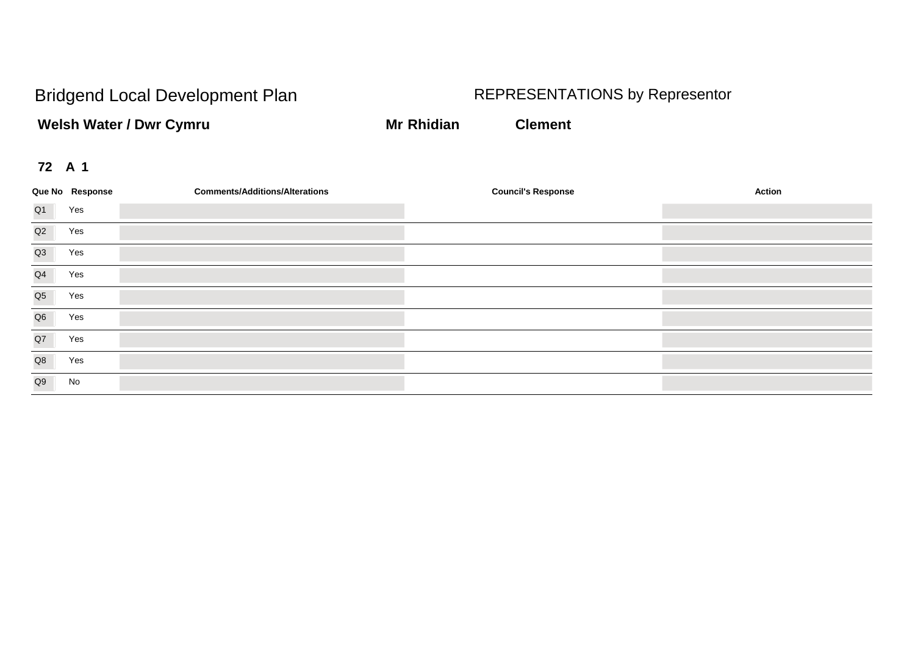# Bridgend Local Development Plan

## REPRESENTATIONS by Representor

**Welsh Water / Dwr Cymru** **Mr Rhidian** **Clement**

**72 A 1**

| Que No | Response | Comments/Additions/Alterations | Council's Response | Action |
|---|---|---|---|---|
| Q1 | Yes | | | |
| Q2 | Yes | | | |
| Q3 | Yes | | | |
| Q4 | Yes | | | |
| Q5 | Yes | | | |
| Q6 | Yes | | | |
| Q7 | Yes | | | |
| Q8 | Yes | | | |
| Q9 | No | | | |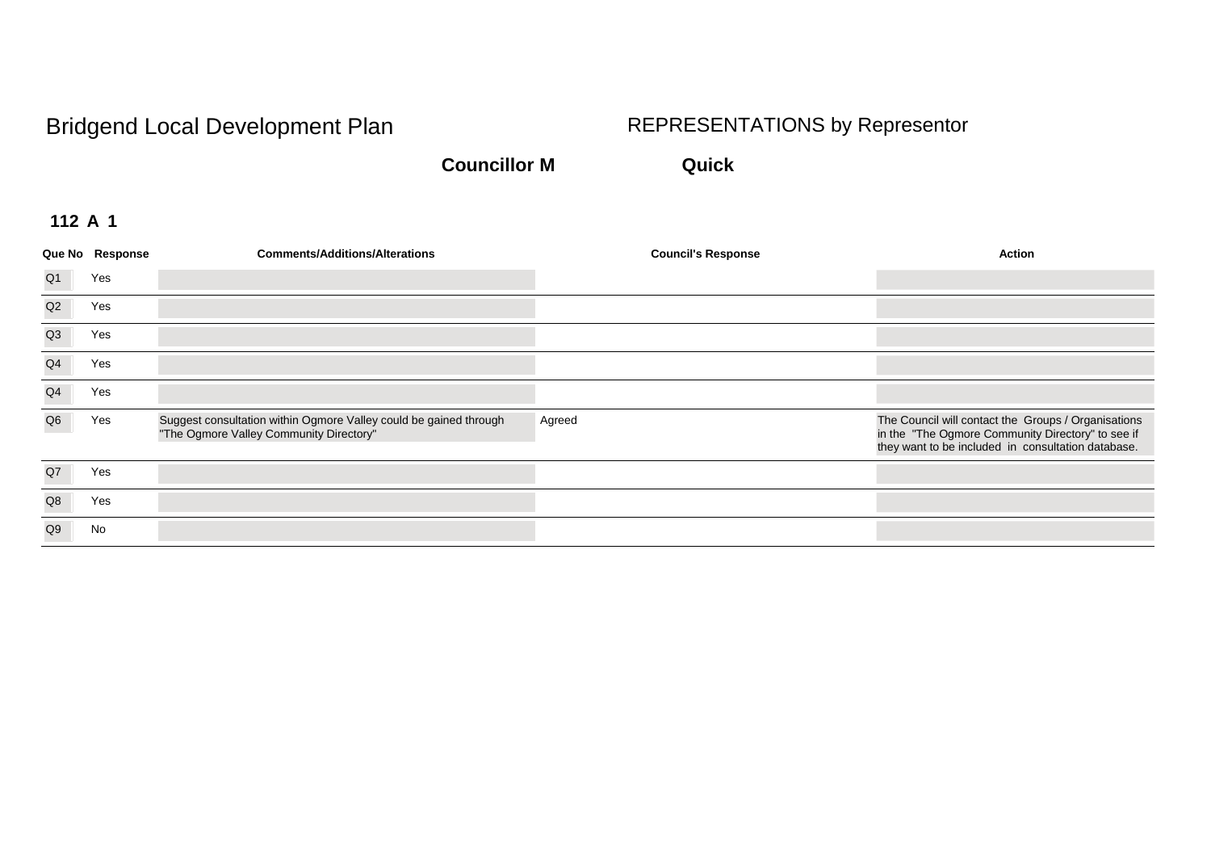# Bridgend Local Development Plan

## REPRESENTATIONS by Representor

**Councillor M Quick**

**112 A 1**

| Que No | Response | Comments/Additions/Alterations | Council's Response | Action |
|---|---|---|---|---|
| Q1 | Yes | | | |
| Q2 | Yes | | | |
| Q3 | Yes | | | |
| Q4 | Yes | | | |
| Q4 | Yes | | | |
| Q6 | Yes | Suggest consultation within Ogmore Valley could be gained through "The Ogmore Valley Community Directory" | Agreed | The Council will contact the Groups / Organisations in the "The Ogmore Community Directory" to see if they want to be included in consultation database. |
| Q7 | Yes | | | |
| Q8 | Yes | | | |
| Q9 | No | | | |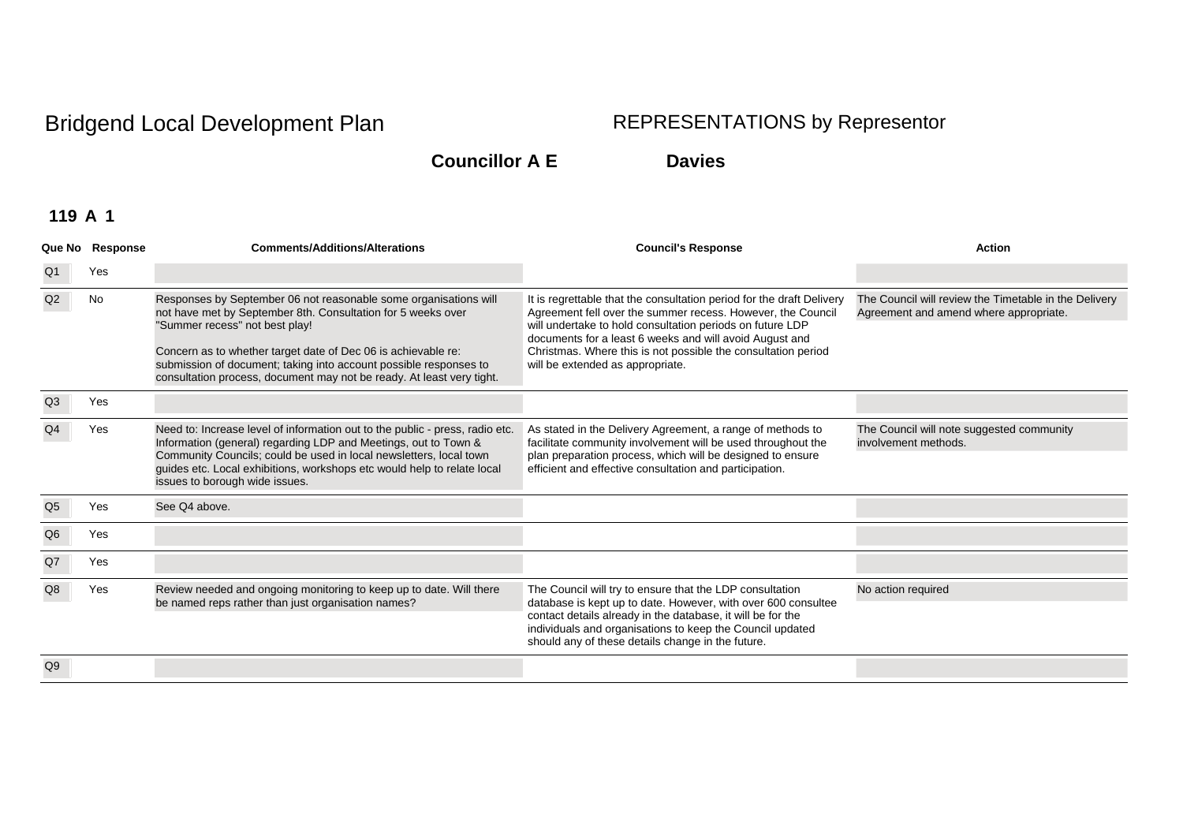# Bridgend Local Development Plan

## REPRESENTATIONS by Representor

**Councillor A E Davies**

**119 A 1**

| Que No | Response | Comments/Additions/Alterations | Council's Response | Action |
|---|---|---|---|---|
| Q1 | Yes | | | |
| Q2 | No | Responses by September 06 not reasonable some organisations will not have met by September 8th. Consultation for 5 weeks over "Summer recess" not best play!<br><br>Concern as to whether target date of Dec 06 is achievable re: submission of document; taking into account possible responses to consultation process, document may not be ready. At least very tight. | It is regrettable that the consultation period for the draft Delivery Agreement fell over the summer recess. However, the Council will undertake to hold consultation periods on future LDP documents for a least 6 weeks and will avoid August and Christmas. Where this is not possible the consultation period will be extended as appropriate. | The Council will review the Timetable in the Delivery Agreement and amend where appropriate. |
| Q3 | Yes | | | |
| Q4 | Yes | Need to: Increase level of information out to the public - press, radio etc. Information (general) regarding LDP and Meetings, out to Town & Community Councils; could be used in local newsletters, local town guides etc. Local exhibitions, workshops etc would help to relate local issues to borough wide issues. | As stated in the Delivery Agreement, a range of methods to facilitate community involvement will be used throughout the plan preparation process, which will be designed to ensure efficient and effective consultation and participation. | The Council will note suggested community involvement methods. |
| Q5 | Yes | See Q4 above. | | |
| Q6 | Yes | | | |
| Q7 | Yes | | | |
| Q8 | Yes | Review needed and ongoing monitoring to keep up to date. Will there be named reps rather than just organisation names? | The Council will try to ensure that the LDP consultation database is kept up to date. However, with over 600 consultee contact details already in the database, it will be for the individuals and organisations to keep the Council updated should any of these details change in the future. | No action required |
| Q9 | | | | |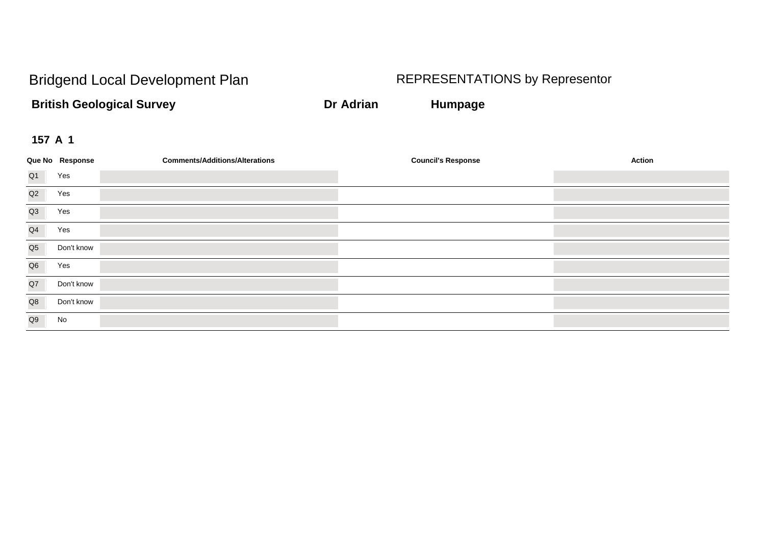# Bridgend Local Development Plan

## REPRESENTATIONS by Representor

**British Geological Survey** **Dr Adrian** **Humpage**

**157 A 1**

| Que No | Response | Comments/Additions/Alterations | Council's Response | Action |
|---|---|---|---|---|
| Q1 | Yes | | | |
| Q2 | Yes | | | |
| Q3 | Yes | | | |
| Q4 | Yes | | | |
| Q5 | Don't know | | | |
| Q6 | Yes | | | |
| Q7 | Don't know | | | |
| Q8 | Don't know | | | |
| Q9 | No | | | |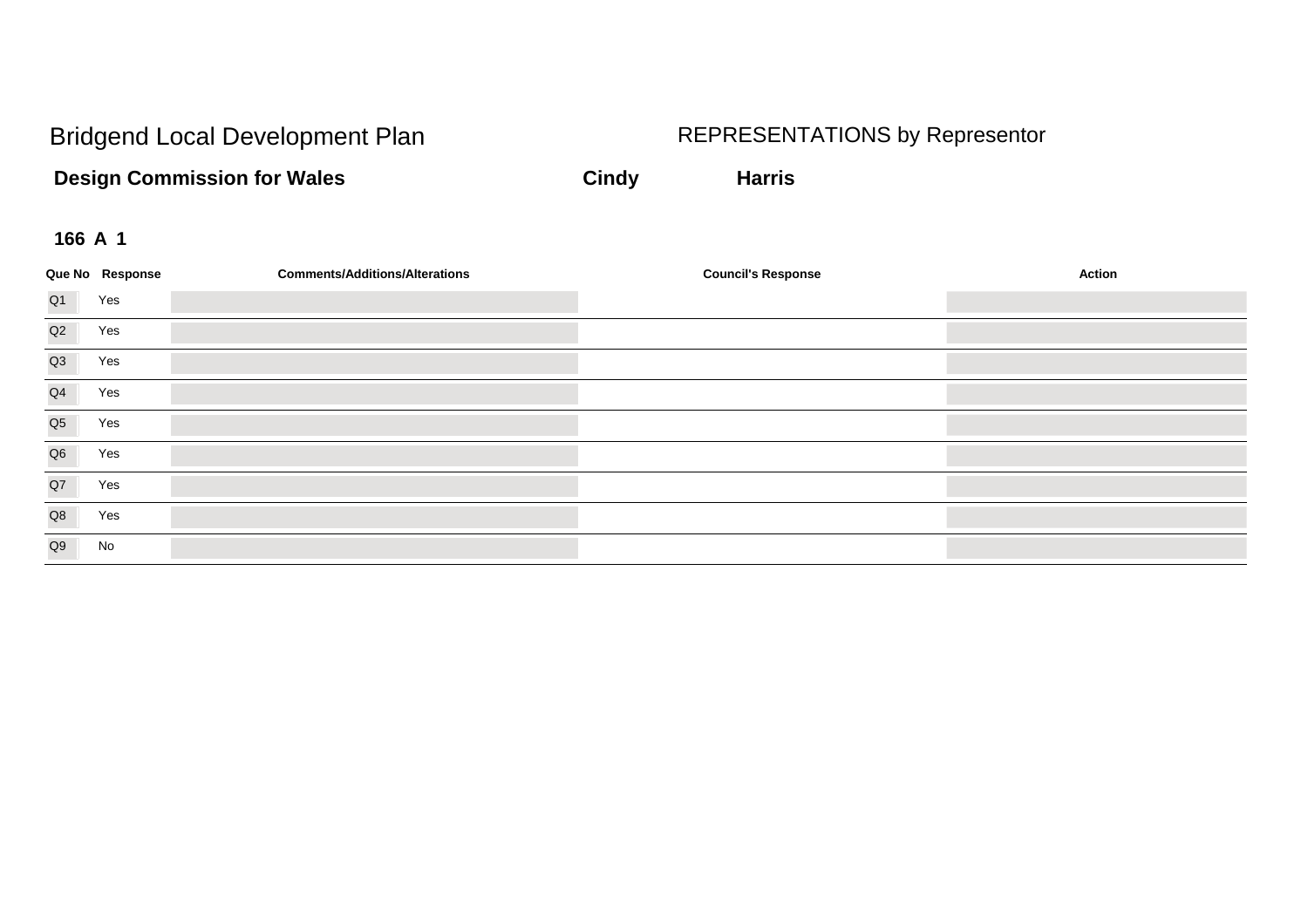# Bridgend Local Development Plan

## REPRESENTATIONS by Representor

**Design Commission for Wales** **Cindy** **Harris**

**166 A 1**

| Que No | Response | Comments/Additions/Alterations | Council's Response | Action |
|---|---|---|---|---|
| Q1 | Yes | | | |
| Q2 | Yes | | | |
| Q3 | Yes | | | |
| Q4 | Yes | | | |
| Q5 | Yes | | | |
| Q6 | Yes | | | |
| Q7 | Yes | | | |
| Q8 | Yes | | | |
| Q9 | No | | | |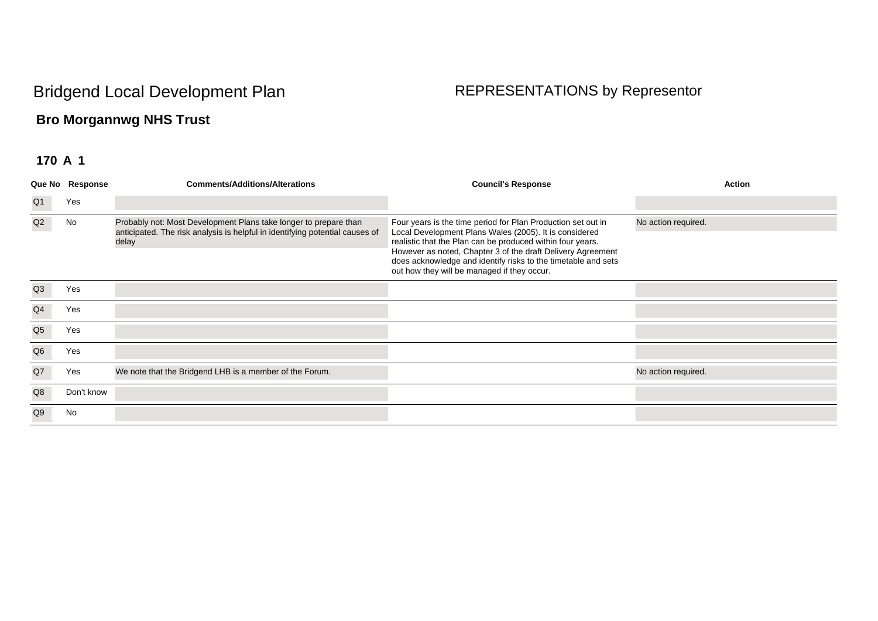# Bridgend Local Development Plan

REPRESENTATIONS by Representor

## Bro Morgannwg NHS Trust

### 170 A 1

| Que No | Response | Comments/Additions/Alterations | Council's Response | Action |
|---|---|---|---|---|
| Q1 | Yes | | | |
| Q2 | No | Probably not: Most Development Plans take longer to prepare than anticipated. The risk analysis is helpful in identifying potential causes of delay | Four years is the time period for Plan Production set out in Local Development Plans Wales (2005). It is considered realistic that the Plan can be produced within four years. However as noted, Chapter 3 of the draft Delivery Agreement does acknowledge and identify risks to the timetable and sets out how they will be managed if they occur. | No action required. |
| Q3 | Yes | | | |
| Q4 | Yes | | | |
| Q5 | Yes | | | |
| Q6 | Yes | | | |
| Q7 | Yes | We note that the Bridgend LHB is a member of the Forum. | | No action required. |
| Q8 | Don't know | | | |
| Q9 | No | | | |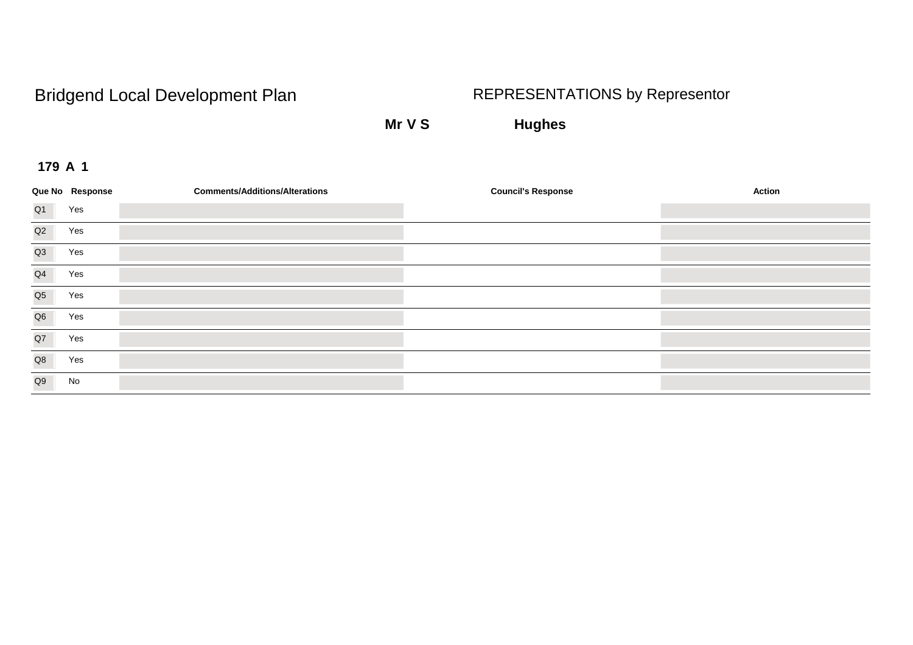# Bridgend Local Development Plan

## REPRESENTATIONS by Representor

**Mr V S** **Hughes**

**179 A 1**

| Que No | Response | Comments/Additions/Alterations | Council's Response | Action |
|---|---|---|---|---|
| Q1 | Yes | | | |
| Q2 | Yes | | | |
| Q3 | Yes | | | |
| Q4 | Yes | | | |
| Q5 | Yes | | | |
| Q6 | Yes | | | |
| Q7 | Yes | | | |
| Q8 | Yes | | | |
| Q9 | No | | | |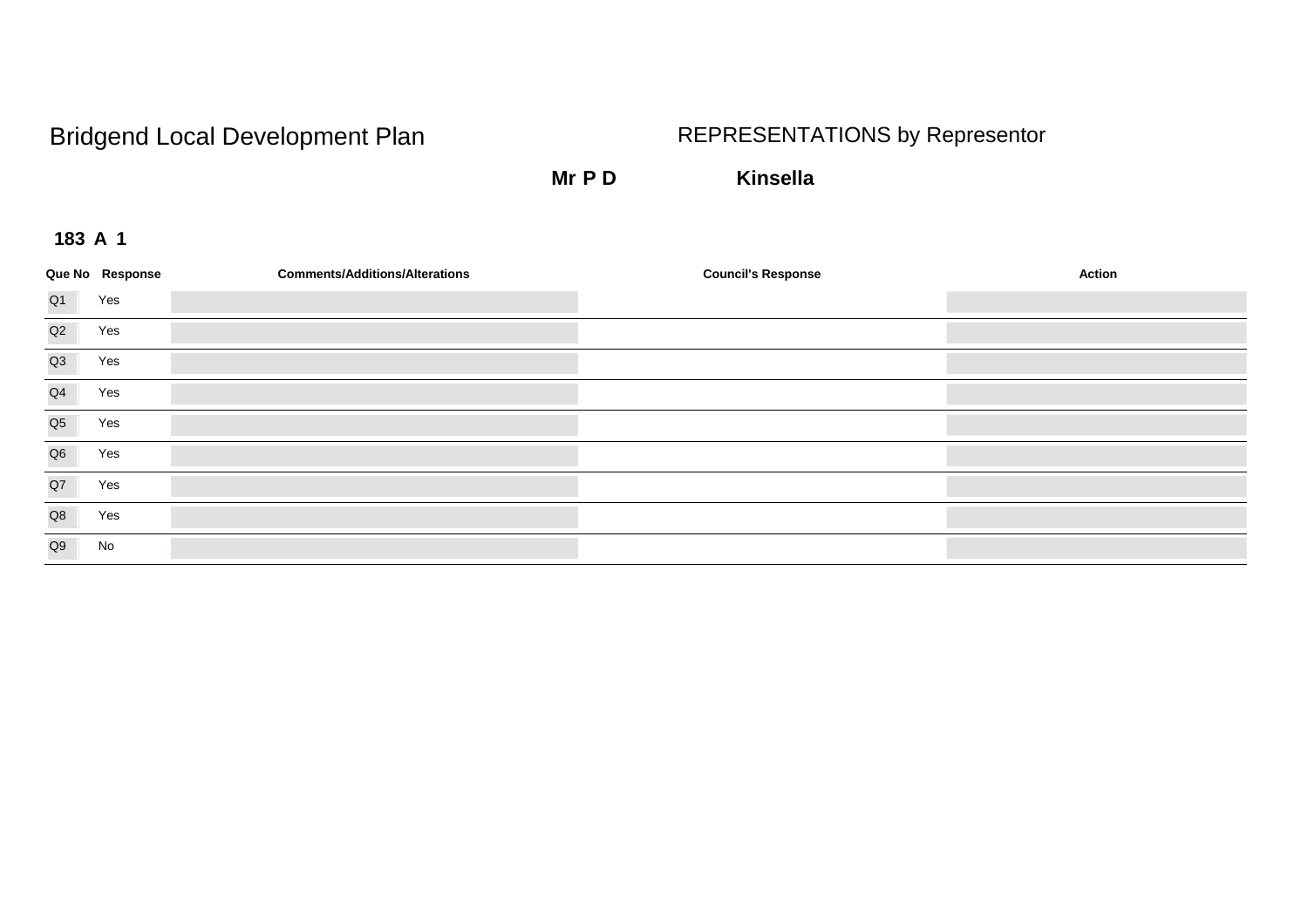# Bridgend Local Development Plan

## REPRESENTATIONS by Representor

**Mr P D** **Kinsella**

**183 A 1**

| Que No | Response | Comments/Additions/Alterations | Council's Response | Action |
|---|---|---|---|---|
| Q1 | Yes | | | |
| Q2 | Yes | | | |
| Q3 | Yes | | | |
| Q4 | Yes | | | |
| Q5 | Yes | | | |
| Q6 | Yes | | | |
| Q7 | Yes | | | |
| Q8 | Yes | | | |
| Q9 | No | | | |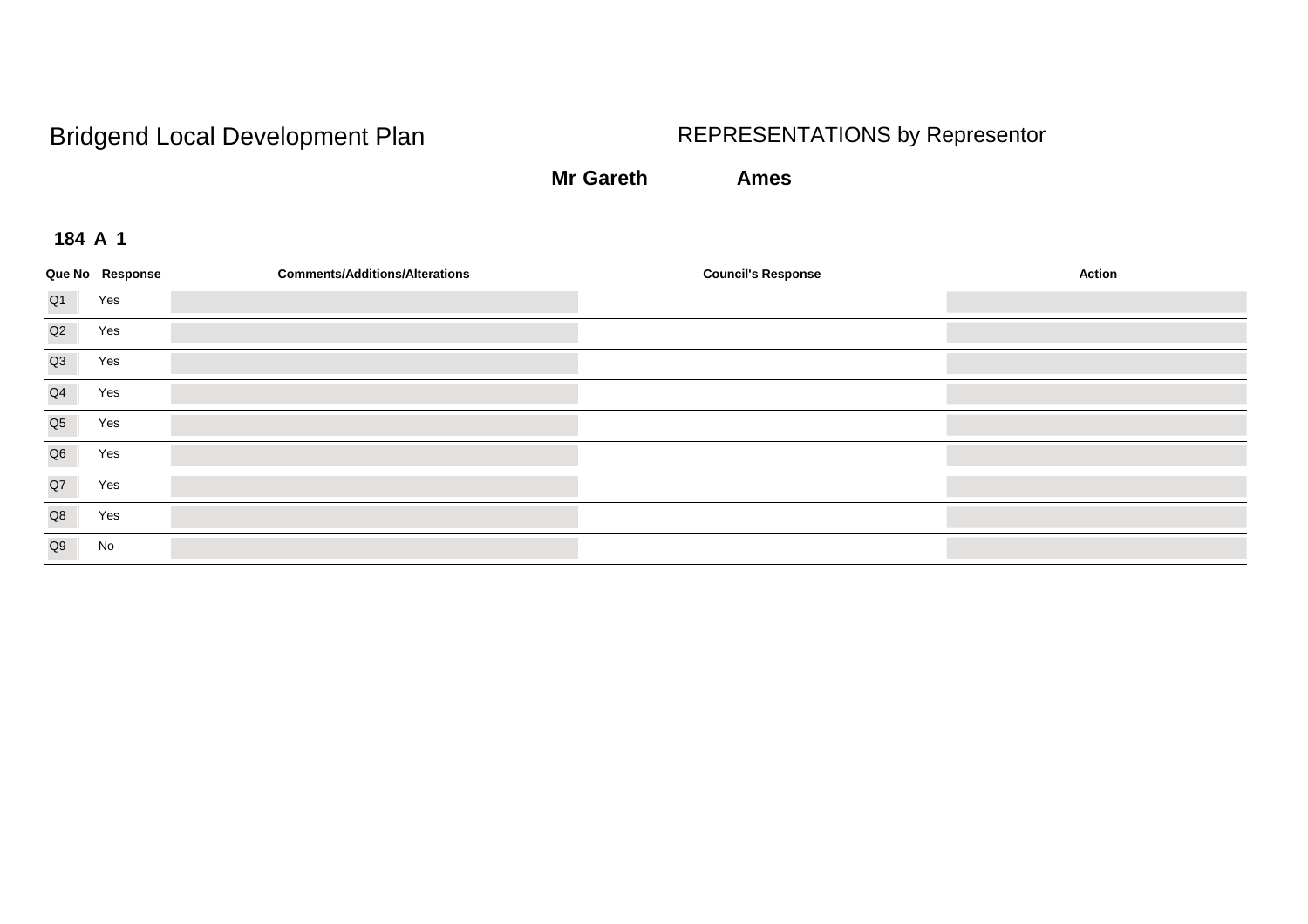# Bridgend Local Development Plan

## REPRESENTATIONS by Representor

**Mr Gareth Ames**

**184 A 1**

| Que No | Response | Comments/Additions/Alterations | Council's Response | Action |
|---|---|---|---|---|
| Q1 | Yes | | | |
| Q2 | Yes | | | |
| Q3 | Yes | | | |
| Q4 | Yes | | | |
| Q5 | Yes | | | |
| Q6 | Yes | | | |
| Q7 | Yes | | | |
| Q8 | Yes | | | |
| Q9 | No | | | |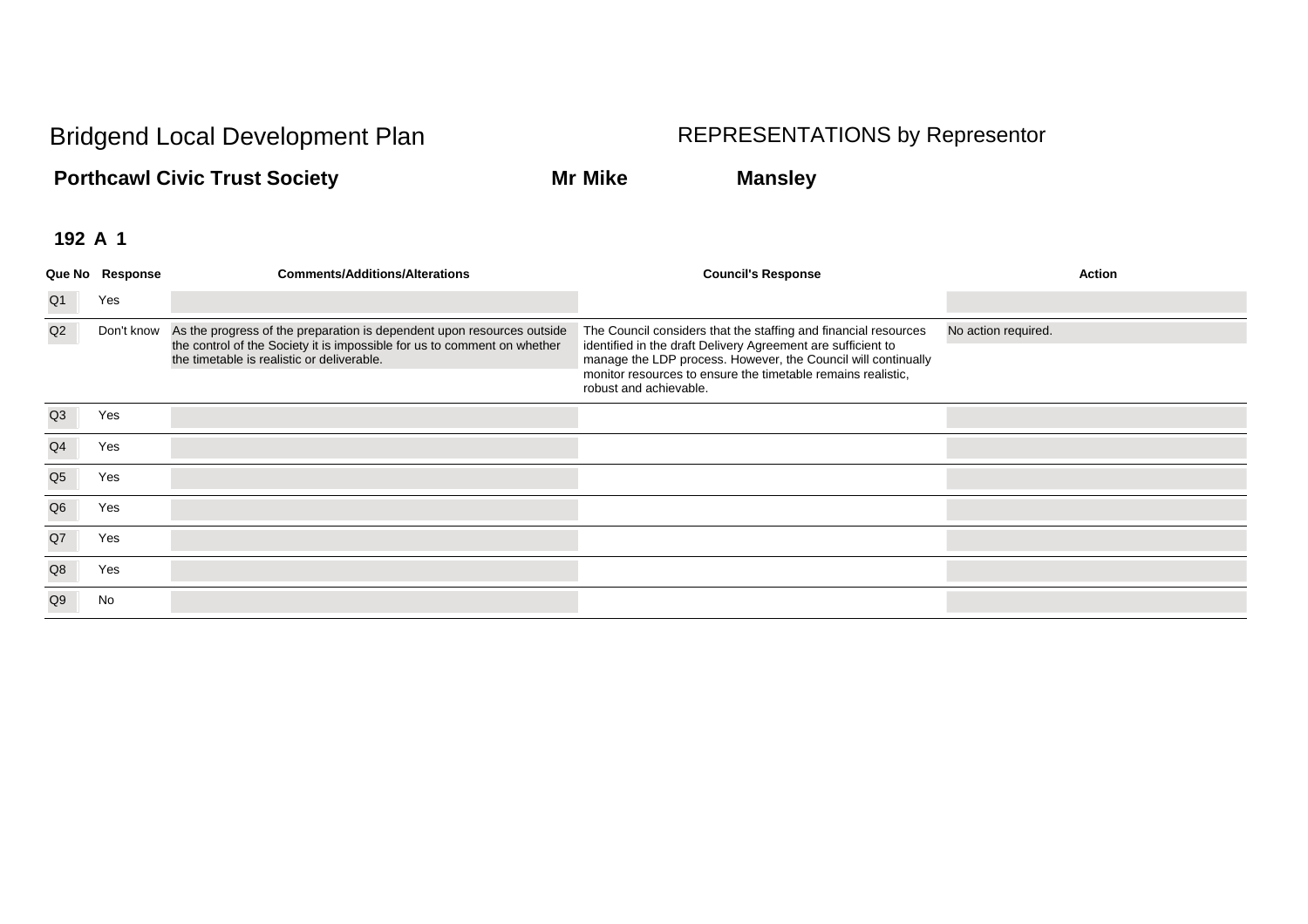# Bridgend Local Development Plan

## REPRESENTATIONS by Representor

**Porthcawl Civic Trust Society** **Mr Mike** **Mansley**

**192 A 1**

| Que No | Response | Comments/Additions/Alterations | Council's Response | Action |
|---|---|---|---|---|
| Q1 | Yes | | | |
| Q2 | Don't know | As the progress of the preparation is dependent upon resources outside the control of the Society it is impossible for us to comment on whether the timetable is realistic or deliverable. | The Council considers that the staffing and financial resources identified in the draft Delivery Agreement are sufficient to manage the LDP process. However, the Council will continually monitor resources to ensure the timetable remains realistic, robust and achievable. | No action required. |
| Q3 | Yes | | | |
| Q4 | Yes | | | |
| Q5 | Yes | | | |
| Q6 | Yes | | | |
| Q7 | Yes | | | |
| Q8 | Yes | | | |
| Q9 | No | | | |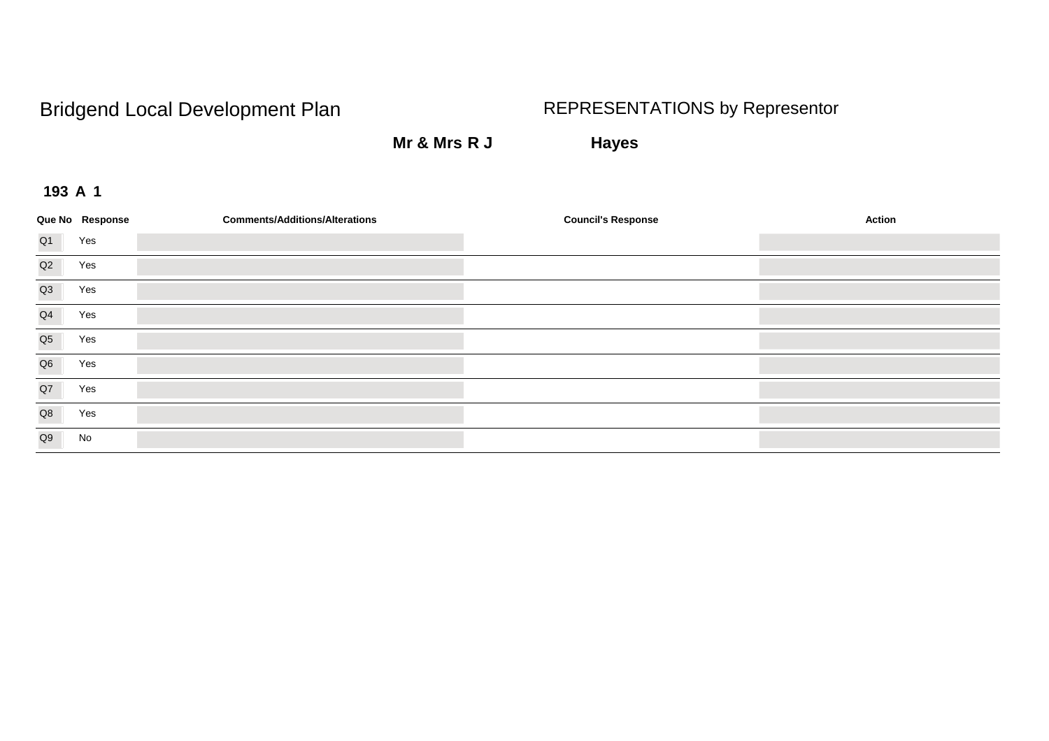# Bridgend Local Development Plan

## REPRESENTATIONS by Representor

**Mr & Mrs R J** **Hayes**

**193 A 1**

| Que No | Response | Comments/Additions/Alterations | Council's Response | Action |
|---|---|---|---|---|
| Q1 | Yes | | | |
| Q2 | Yes | | | |
| Q3 | Yes | | | |
| Q4 | Yes | | | |
| Q5 | Yes | | | |
| Q6 | Yes | | | |
| Q7 | Yes | | | |
| Q8 | Yes | | | |
| Q9 | No | | | |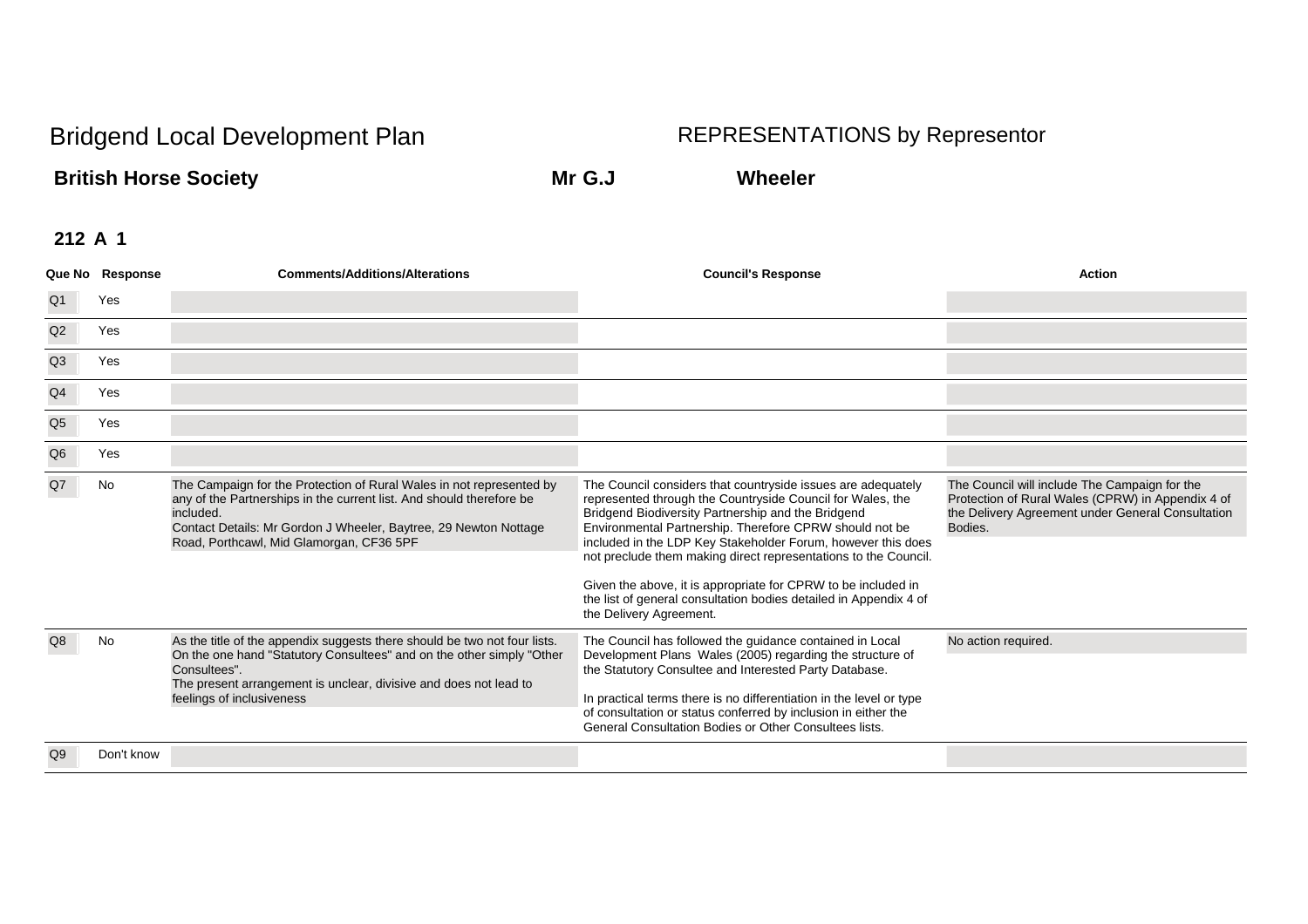# Bridgend Local Development Plan

## REPRESENTATIONS by Representor

**British Horse Society** **Mr G.J** **Wheeler**

**212 A 1**

| Que No | Response | Comments/Additions/Alterations | Council's Response | Action |
|---|---|---|---|---|
| Q1 | Yes | | | |
| Q2 | Yes | | | |
| Q3 | Yes | | | |
| Q4 | Yes | | | |
| Q5 | Yes | | | |
| Q6 | Yes | | | |
| Q7 | No | The Campaign for the Protection of Rural Wales in not represented by any of the Partnerships in the current list. And should therefore be included.<br>Contact Details: Mr Gordon J Wheeler, Baytree, 29 Newton Nottage Road, Porthcawl, Mid Glamorgan, CF36 5PF | The Council considers that countryside issues are adequately represented through the Countryside Council for Wales, the Bridgend Biodiversity Partnership and the Bridgend Environmental Partnership. Therefore CPRW should not be included in the LDP Key Stakeholder Forum, however this does not preclude them making direct representations to the Council.<br><br>Given the above, it is appropriate for CPRW to be included in the list of general consultation bodies detailed in Appendix 4 of the Delivery Agreement. | The Council will include The Campaign for the Protection of Rural Wales (CPRW) in Appendix 4 of the Delivery Agreement under General Consultation Bodies. |
| Q8 | No | As the title of the appendix suggests there should be two not four lists. On the one hand "Statutory Consultees" and on the other simply "Other Consultees".<br>The present arrangement is unclear, divisive and does not lead to feelings of inclusiveness | The Council has followed the guidance contained in Local Development Plans Wales (2005) regarding the structure of the Statutory Consultee and Interested Party Database.<br><br>In practical terms there is no differentiation in the level or type of consultation or status conferred by inclusion in either the General Consultation Bodies or Other Consultees lists. | No action required. |
| Q9 | Don't know | | | |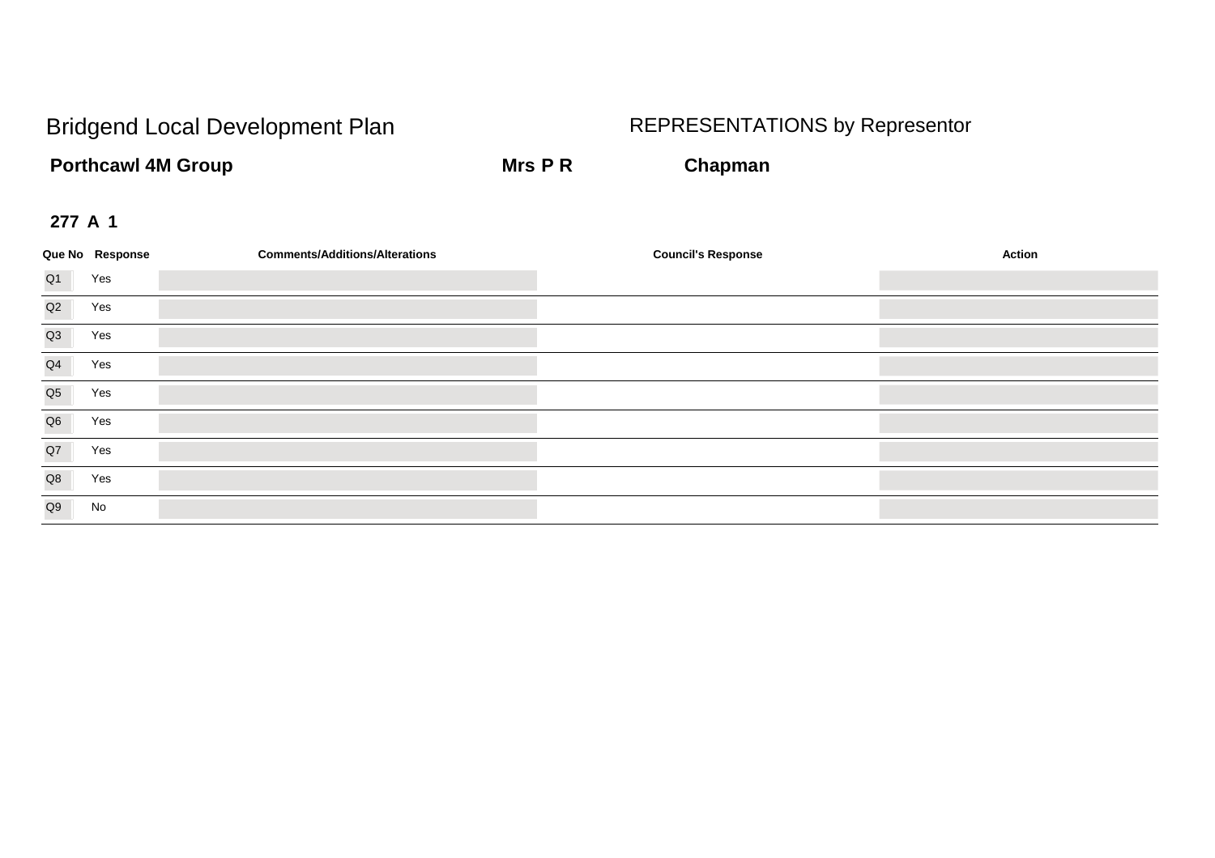# Bridgend Local Development Plan

## REPRESENTATIONS by Representor

**Porthcawl 4M Group** **Mrs P R** **Chapman**

**277 A 1**

| Que No | Response | Comments/Additions/Alterations | Council's Response | Action |
|---|---|---|---|---|
| Q1 | Yes | | | |
| Q2 | Yes | | | |
| Q3 | Yes | | | |
| Q4 | Yes | | | |
| Q5 | Yes | | | |
| Q6 | Yes | | | |
| Q7 | Yes | | | |
| Q8 | Yes | | | |
| Q9 | No | | | |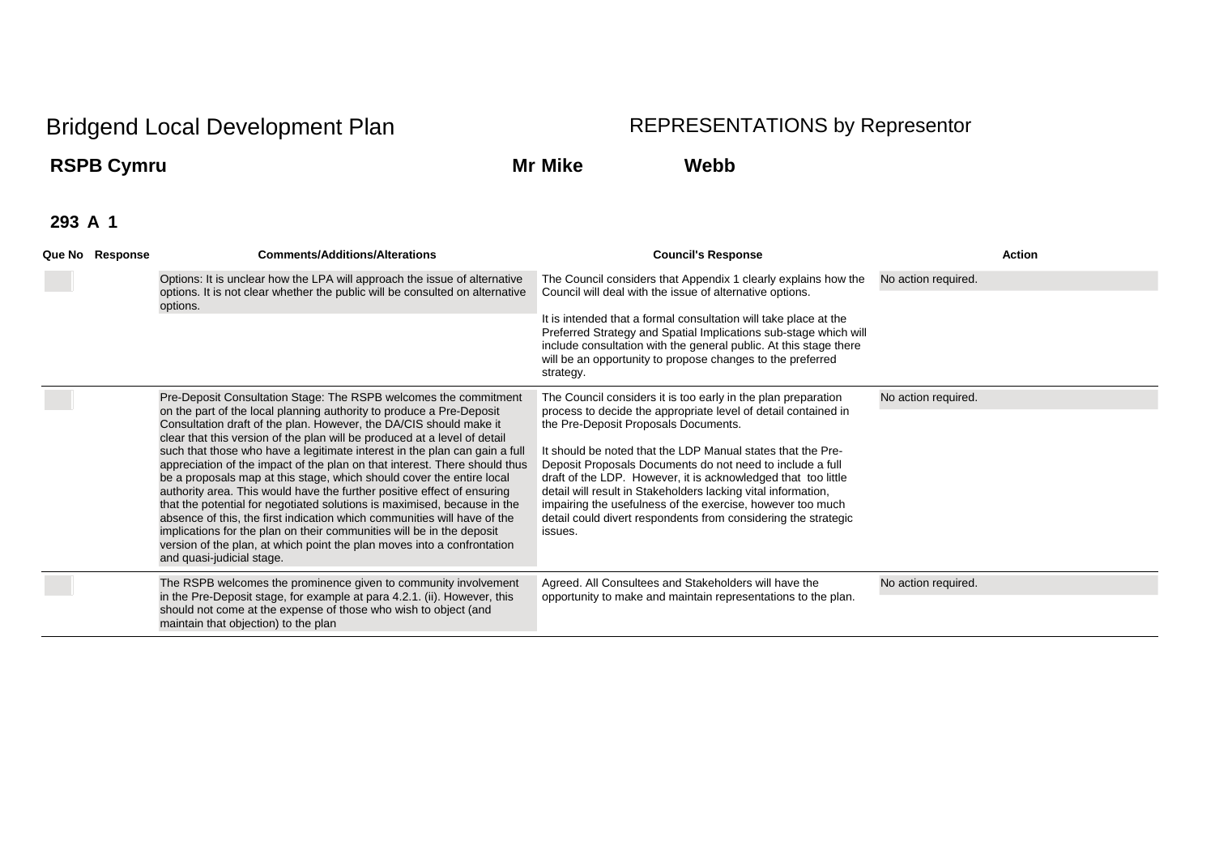# Bridgend Local Development Plan

## REPRESENTATIONS by Representor

**RSPB Cymru** **Mr Mike** **Webb**

**293 A 1**

| Que No | Response | Comments/Additions/Alterations | Council's Response | Action |
|---|---|---|---|---|
| | | Options: It is unclear how the LPA will approach the issue of alternative options. It is not clear whether the public will be consulted on alternative options. | The Council considers that Appendix 1 clearly explains how the Council will deal with the issue of alternative options.<br><br>It is intended that a formal consultation will take place at the Preferred Strategy and Spatial Implications sub-stage which will include consultation with the general public. At this stage there will be an opportunity to propose changes to the preferred strategy. | No action required. |
| | | Pre-Deposit Consultation Stage: The RSPB welcomes the commitment on the part of the local planning authority to produce a Pre-Deposit Consultation draft of the plan. However, the DA/CIS should make it clear that this version of the plan will be produced at a level of detail such that those who have a legitimate interest in the plan can gain a full appreciation of the impact of the plan on that interest. There should thus be a proposals map at this stage, which should cover the entire local authority area. This would have the further positive effect of ensuring that the potential for negotiated solutions is maximised, because in the absence of this, the first indication which communities will have of the implications for the plan on their communities will be in the deposit version of the plan, at which point the plan moves into a confrontation and quasi-judicial stage. | The Council considers it is too early in the plan preparation process to decide the appropriate level of detail contained in the Pre-Deposit Proposals Documents.<br><br>It should be noted that the LDP Manual states that the Pre-Deposit Proposals Documents do not need to include a full draft of the LDP. However, it is acknowledged that too little detail will result in Stakeholders lacking vital information, impairing the usefulness of the exercise, however too much detail could divert respondents from considering the strategic issues. | No action required. |
| | | The RSPB welcomes the prominence given to community involvement in the Pre-Deposit stage, for example at para 4.2.1. (ii). However, this should not come at the expense of those who wish to object (and maintain that objection) to the plan | Agreed. All Consultees and Stakeholders will have the opportunity to make and maintain representations to the plan. | No action required. |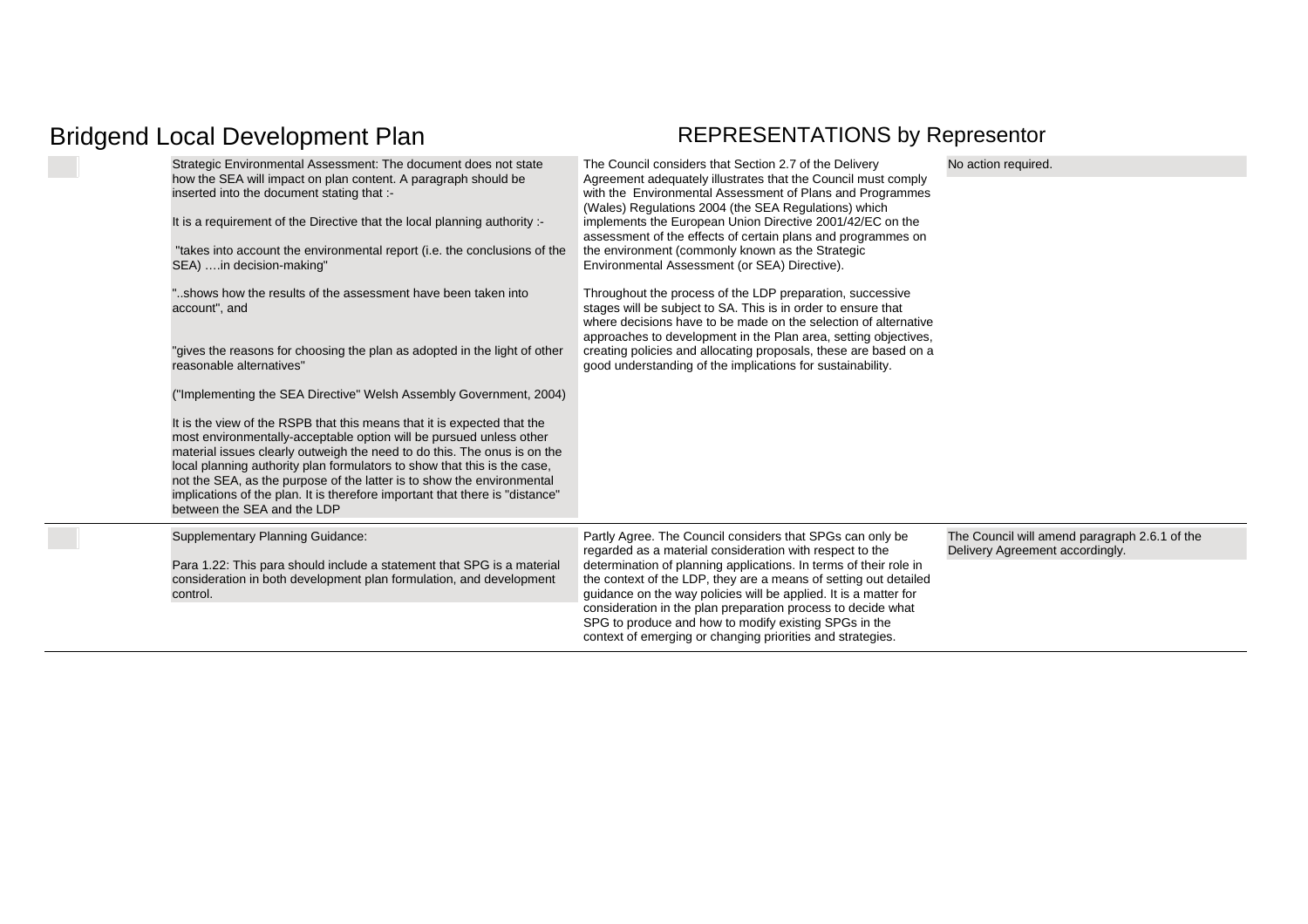# Bridgend Local Development Plan

## REPRESENTATIONS by Representor

| | Representation | Council Response | Action |
|---|---|---|---|
| | Strategic Environmental Assessment: The document does not state how the SEA will impact on plan content. A paragraph should be inserted into the document stating that :-<br><br>It is a requirement of the Directive that the local planning authority :-<br><br>"takes into account the environmental report (i.e. the conclusions of the SEA) ….in decision-making"<br><br>"..shows how the results of the assessment have been taken into account", and<br><br>"gives the reasons for choosing the plan as adopted in the light of other reasonable alternatives"<br><br>("Implementing the SEA Directive" Welsh Assembly Government, 2004)<br><br>It is the view of the RSPB that this means that it is expected that the most environmentally-acceptable option will be pursued unless other material issues clearly outweigh the need to do this. The onus is on the local planning authority plan formulators to show that this is the case, not the SEA, as the purpose of the latter is to show the environmental implications of the plan. It is therefore important that there is "distance" between the SEA and the LDP | The Council considers that Section 2.7 of the Delivery Agreement adequately illustrates that the Council must comply with the Environmental Assessment of Plans and Programmes (Wales) Regulations 2004 (the SEA Regulations) which implements the European Union Directive 2001/42/EC on the assessment of the effects of certain plans and programmes on the environment (commonly known as the Strategic Environmental Assessment (or SEA) Directive).<br><br>Throughout the process of the LDP preparation, successive stages will be subject to SA. This is in order to ensure that where decisions have to be made on the selection of alternative approaches to development in the Plan area, setting objectives, creating policies and allocating proposals, these are based on a good understanding of the implications for sustainability. | No action required. |
| | Supplementary Planning Guidance:<br><br>Para 1.22: This para should include a statement that SPG is a material consideration in both development plan formulation, and development control. | Partly Agree. The Council considers that SPGs can only be regarded as a material consideration with respect to the determination of planning applications. In terms of their role in the context of the LDP, they are a means of setting out detailed guidance on the way policies will be applied. It is a matter for consideration in the plan preparation process to decide what SPG to produce and how to modify existing SPGs in the context of emerging or changing priorities and strategies. | The Council will amend paragraph 2.6.1 of the Delivery Agreement accordingly. |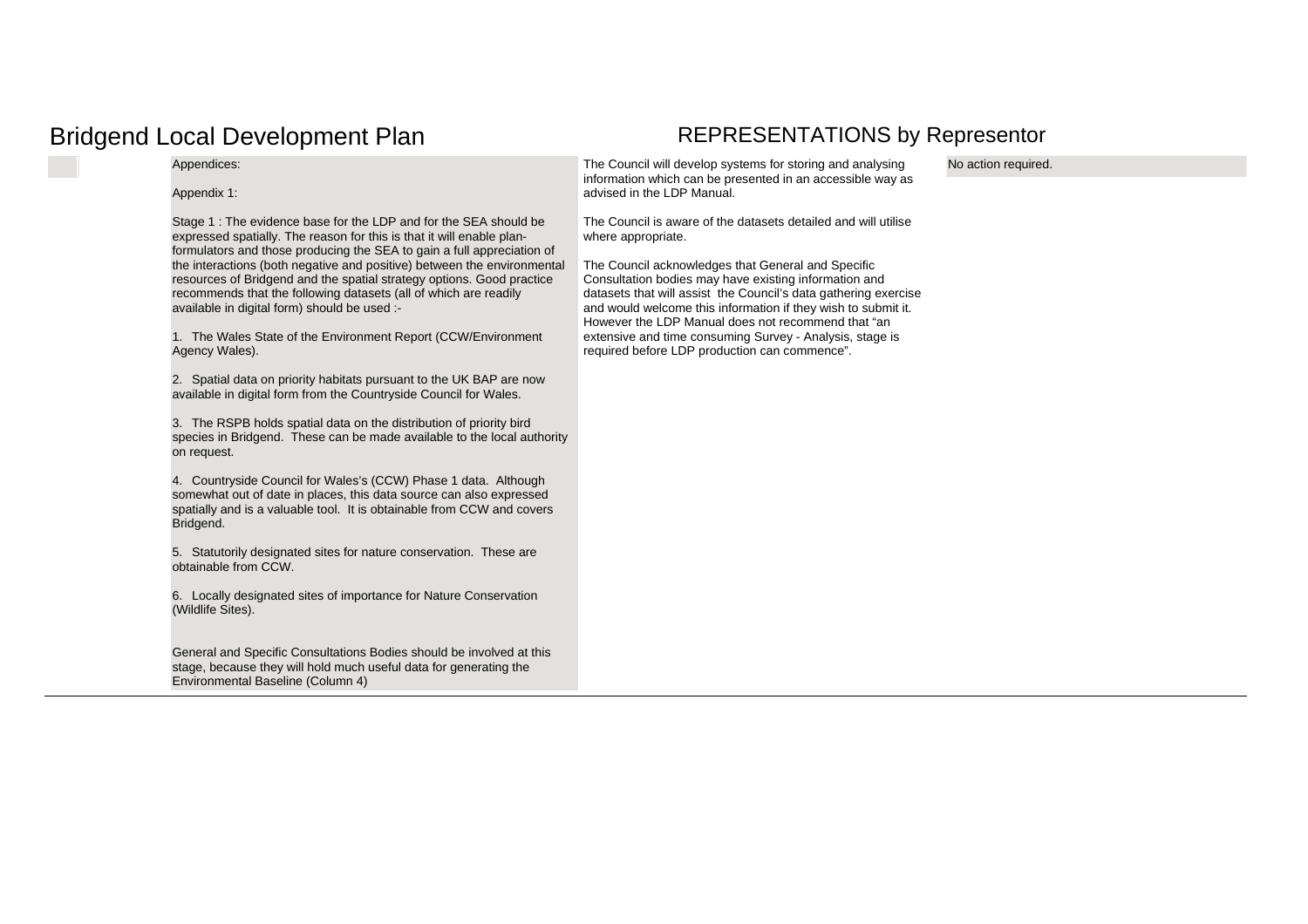# Bridgend Local Development Plan

## REPRESENTATIONS by Representor

| | Representation | Council Response | Action |
|---|---|---|---|
| | Appendices:<br><br>Appendix 1:<br><br>Stage 1 : The evidence base for the LDP and for the SEA should be expressed spatially. The reason for this is that it will enable plan-formulators and those producing the SEA to gain a full appreciation of the interactions (both negative and positive) between the environmental resources of Bridgend and the spatial strategy options. Good practice recommends that the following datasets (all of which are readily available in digital form) should be used :-<br><br>1. The Wales State of the Environment Report (CCW/Environment Agency Wales).<br><br>2. Spatial data on priority habitats pursuant to the UK BAP are now available in digital form from the Countryside Council for Wales.<br><br>3. The RSPB holds spatial data on the distribution of priority bird species in Bridgend. These can be made available to the local authority on request.<br><br>4. Countryside Council for Wales's (CCW) Phase 1 data. Although somewhat out of date in places, this data source can also expressed spatially and is a valuable tool. It is obtainable from CCW and covers Bridgend.<br><br>5. Statutorily designated sites for nature conservation. These are obtainable from CCW.<br><br>6. Locally designated sites of importance for Nature Conservation (Wildlife Sites).<br><br>General and Specific Consultations Bodies should be involved at this stage, because they will hold much useful data for generating the Environmental Baseline (Column 4) | The Council will develop systems for storing and analysing information which can be presented in an accessible way as advised in the LDP Manual.<br><br>The Council is aware of the datasets detailed and will utilise where appropriate.<br><br>The Council acknowledges that General and Specific Consultation bodies may have existing information and datasets that will assist the Council's data gathering exercise and would welcome this information if they wish to submit it. However the LDP Manual does not recommend that "an extensive and time consuming Survey - Analysis, stage is required before LDP production can commence". | No action required. |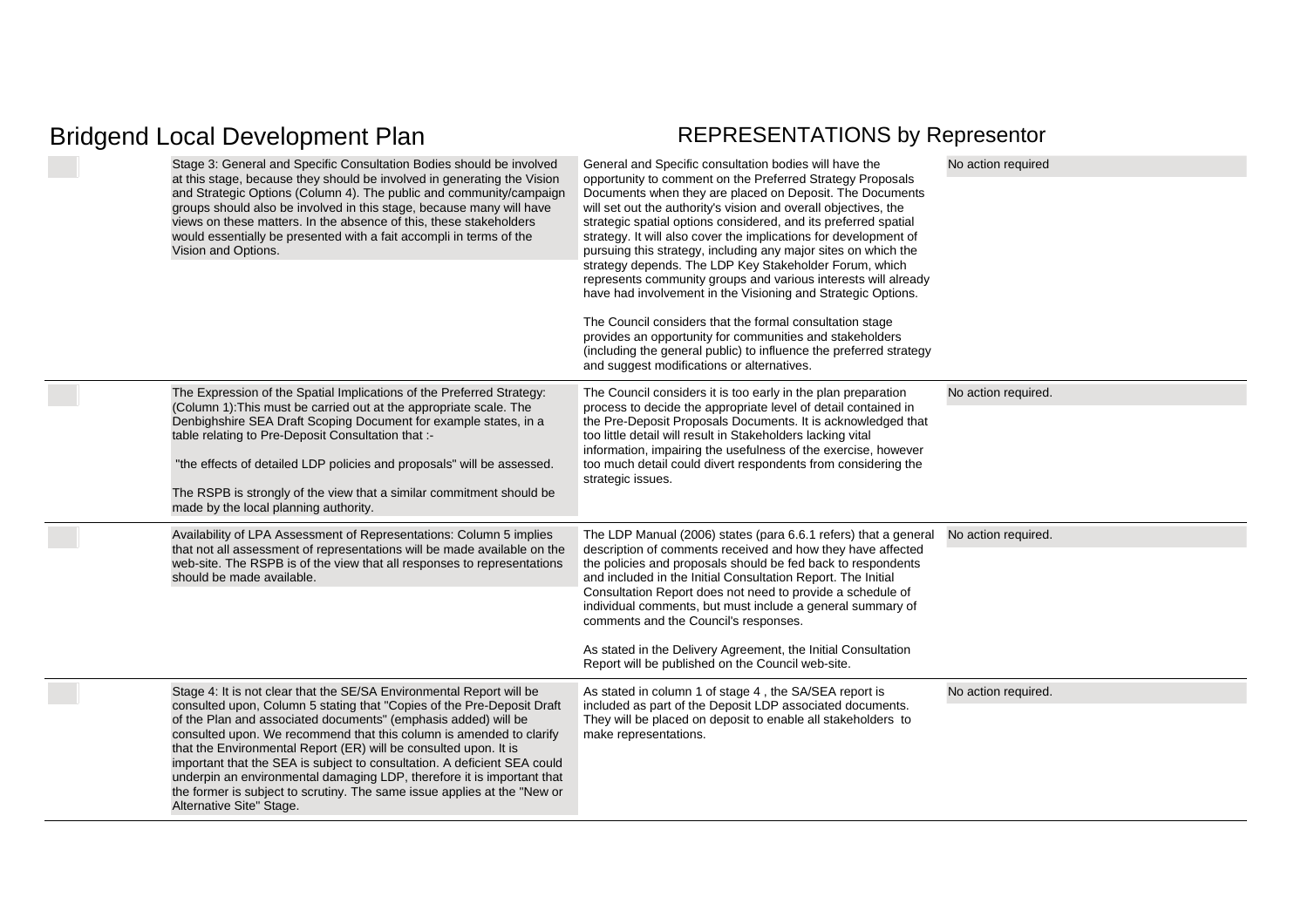# Bridgend Local Development Plan

## REPRESENTATIONS by Representor

| | Representation | Council Response | Action |
|---|---|---|---|
| | Stage 3: General and Specific Consultation Bodies should be involved at this stage, because they should be involved in generating the Vision and Strategic Options (Column 4). The public and community/campaign groups should also be involved in this stage, because many will have views on these matters. In the absence of this, these stakeholders would essentially be presented with a fait accompli in terms of the Vision and Options. | General and Specific consultation bodies will have the opportunity to comment on the Preferred Strategy Proposals Documents when they are placed on Deposit. The Documents will set out the authority's vision and overall objectives, the strategic spatial options considered, and its preferred spatial strategy. It will also cover the implications for development of pursuing this strategy, including any major sites on which the strategy depends. The LDP Key Stakeholder Forum, which represents community groups and various interests will already have had involvement in the Visioning and Strategic Options.<br><br>The Council considers that the formal consultation stage provides an opportunity for communities and stakeholders (including the general public) to influence the preferred strategy and suggest modifications or alternatives. | No action required |
| | The Expression of the Spatial Implications of the Preferred Strategy: (Column 1):This must be carried out at the appropriate scale. The Denbighshire SEA Draft Scoping Document for example states, in a table relating to Pre-Deposit Consultation that :-<br><br>"the effects of detailed LDP policies and proposals" will be assessed.<br><br>The RSPB is strongly of the view that a similar commitment should be made by the local planning authority. | The Council considers it is too early in the plan preparation process to decide the appropriate level of detail contained in the Pre-Deposit Proposals Documents. It is acknowledged that too little detail will result in Stakeholders lacking vital information, impairing the usefulness of the exercise, however too much detail could divert respondents from considering the strategic issues. | No action required. |
| | Availability of LPA Assessment of Representations: Column 5 implies that not all assessment of representations will be made available on the web-site. The RSPB is of the view that all responses to representations should be made available. | The LDP Manual (2006) states (para 6.6.1 refers) that a general description of comments received and how they have affected the policies and proposals should be fed back to respondents and included in the Initial Consultation Report. The Initial Consultation Report does not need to provide a schedule of individual comments, but must include a general summary of comments and the Council's responses.<br><br>As stated in the Delivery Agreement, the Initial Consultation Report will be published on the Council web-site. | No action required. |
| | Stage 4: It is not clear that the SE/SA Environmental Report will be consulted upon, Column 5 stating that "Copies of the Pre-Deposit Draft of the Plan and associated documents" (emphasis added) will be consulted upon. We recommend that this column is amended to clarify that the Environmental Report (ER) will be consulted upon. It is important that the SEA is subject to consultation. A deficient SEA could underpin an environmental damaging LDP, therefore it is important that the former is subject to scrutiny. The same issue applies at the "New or Alternative Site" Stage. | As stated in column 1 of stage 4 , the SA/SEA report is included as part of the Deposit LDP associated documents. They will be placed on deposit to enable all stakeholders to make representations. | No action required. |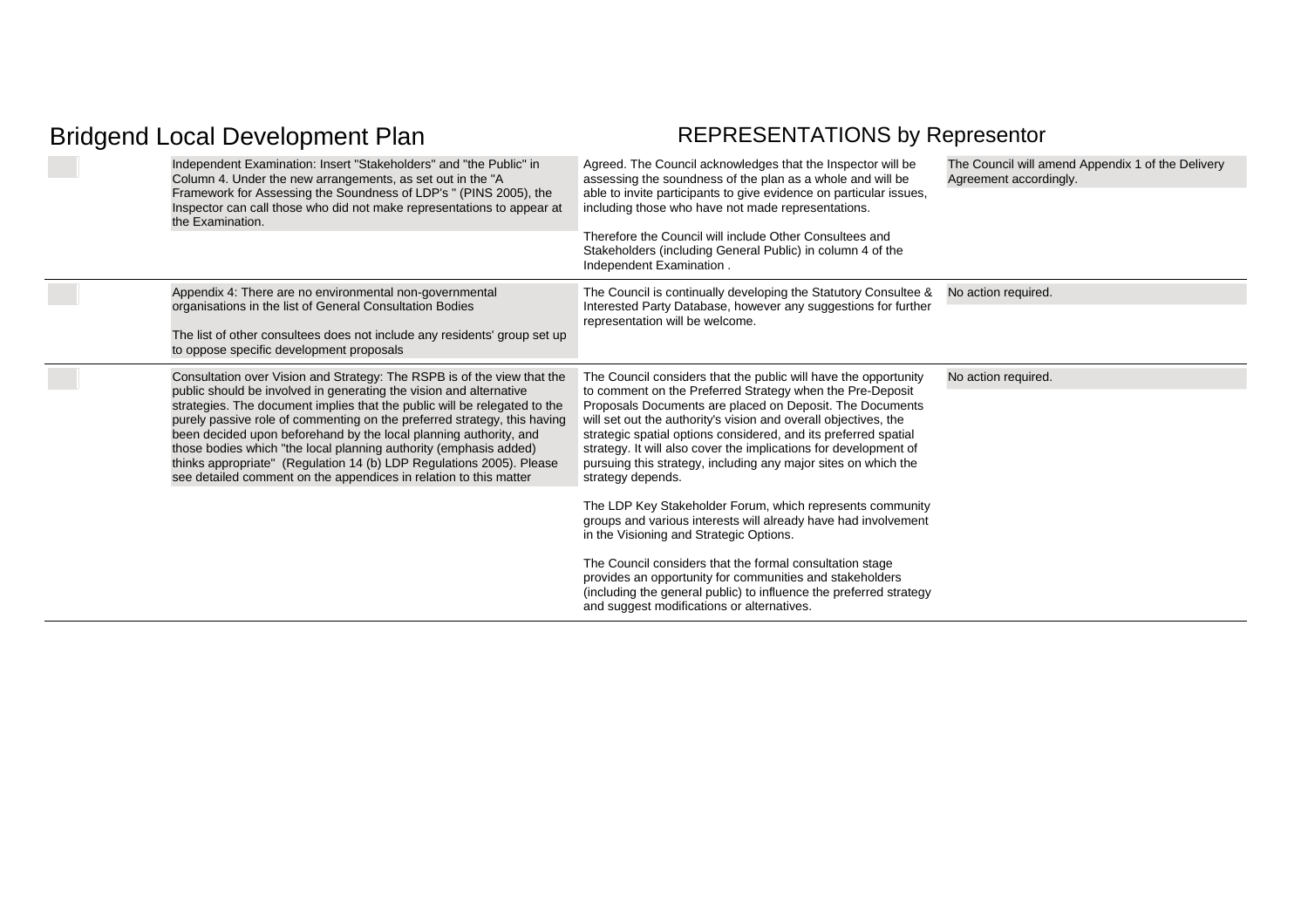# Bridgend Local Development Plan

## REPRESENTATIONS by Representor

| | Representation | Council Response | Action |
|---|---|---|---|
| | Independent Examination: Insert "Stakeholders" and "the Public" in Column 4. Under the new arrangements, as set out in the "A Framework for Assessing the Soundness of LDP's " (PINS 2005), the Inspector can call those who did not make representations to appear at the Examination. | Agreed. The Council acknowledges that the Inspector will be assessing the soundness of the plan as a whole and will be able to invite participants to give evidence on particular issues, including those who have not made representations.<br><br>Therefore the Council will include Other Consultees and Stakeholders (including General Public) in column 4 of the Independent Examination . | The Council will amend Appendix 1 of the Delivery Agreement accordingly. |
| | Appendix 4: There are no environmental non-governmental organisations in the list of General Consultation Bodies<br><br>The list of other consultees does not include any residents' group set up to oppose specific development proposals | The Council is continually developing the Statutory Consultee & Interested Party Database, however any suggestions for further representation will be welcome. | No action required. |
| | Consultation over Vision and Strategy: The RSPB is of the view that the public should be involved in generating the vision and alternative strategies. The document implies that the public will be relegated to the purely passive role of commenting on the preferred strategy, this having been decided upon beforehand by the local planning authority, and those bodies which "the local planning authority (emphasis added) thinks appropriate" (Regulation 14 (b) LDP Regulations 2005). Please see detailed comment on the appendices in relation to this matter | The Council considers that the public will have the opportunity to comment on the Preferred Strategy when the Pre-Deposit Proposals Documents are placed on Deposit. The Documents will set out the authority's vision and overall objectives, the strategic spatial options considered, and its preferred spatial strategy. It will also cover the implications for development of pursuing this strategy, including any major sites on which the strategy depends.<br><br>The LDP Key Stakeholder Forum, which represents community groups and various interests will already have had involvement in the Visioning and Strategic Options.<br><br>The Council considers that the formal consultation stage provides an opportunity for communities and stakeholders (including the general public) to influence the preferred strategy and suggest modifications or alternatives. | No action required. |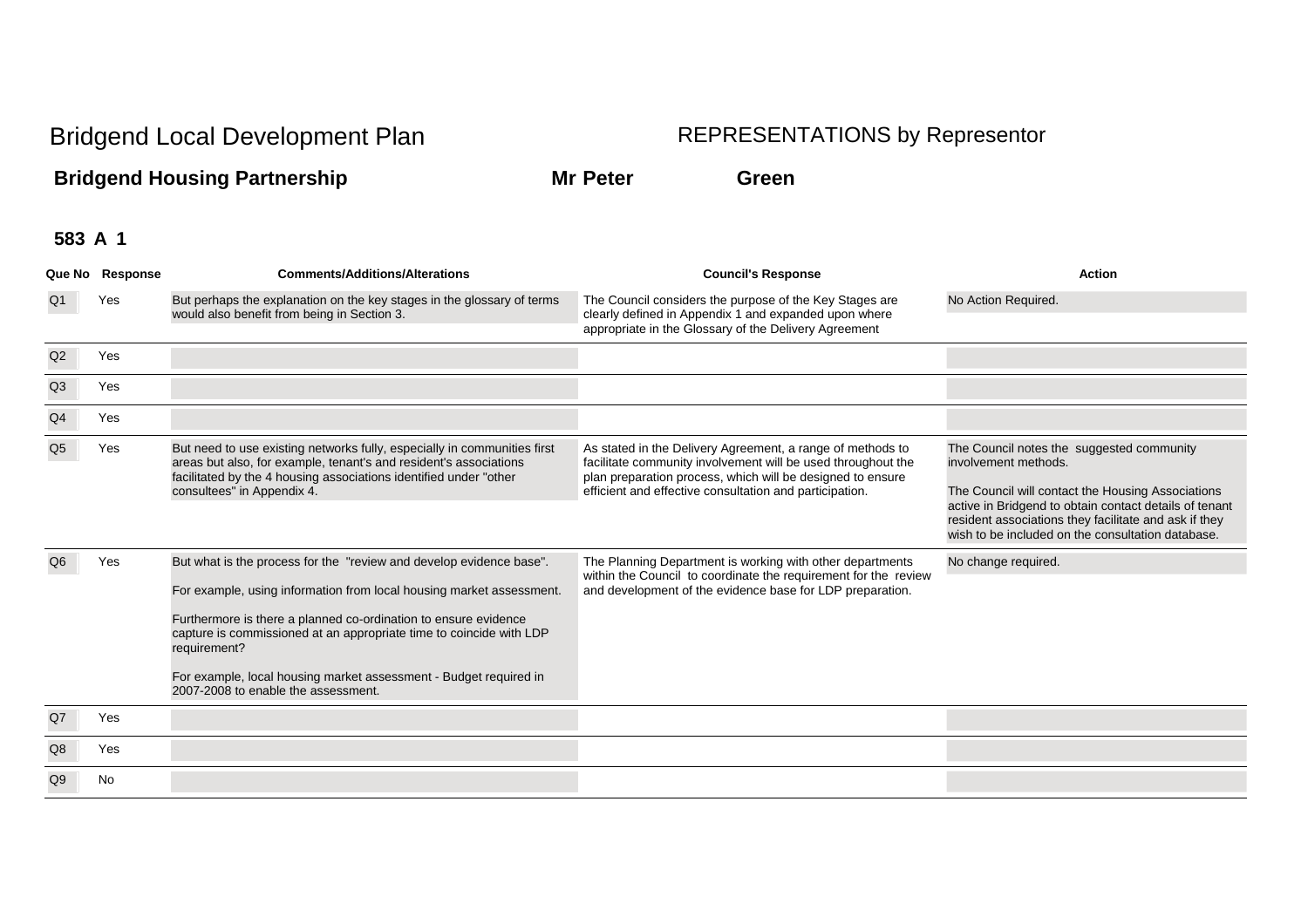# Bridgend Local Development Plan

## REPRESENTATIONS by Representor

**Bridgend Housing Partnership** **Mr Peter** **Green**

**583 A 1**

| Que No | Response | Comments/Additions/Alterations | Council's Response | Action |
|---|---|---|---|---|
| Q1 | Yes | But perhaps the explanation on the key stages in the glossary of terms would also benefit from being in Section 3. | The Council considers the purpose of the Key Stages are clearly defined in Appendix 1 and expanded upon where appropriate in the Glossary of the Delivery Agreement | No Action Required. |
| Q2 | Yes | | | |
| Q3 | Yes | | | |
| Q4 | Yes | | | |
| Q5 | Yes | But need to use existing networks fully, especially in communities first areas but also, for example, tenant's and resident's associations facilitated by the 4 housing associations identified under "other consultees" in Appendix 4. | As stated in the Delivery Agreement, a range of methods to facilitate community involvement will be used throughout the plan preparation process, which will be designed to ensure efficient and effective consultation and participation. | The Council notes the suggested community involvement methods.<br><br>The Council will contact the Housing Associations active in Bridgend to obtain contact details of tenant resident associations they facilitate and ask if they wish to be included on the consultation database. |
| Q6 | Yes | But what is the process for the "review and develop evidence base".<br><br>For example, using information from local housing market assessment.<br><br>Furthermore is there a planned co-ordination to ensure evidence capture is commissioned at an appropriate time to coincide with LDP requirement?<br><br>For example, local housing market assessment - Budget required in 2007-2008 to enable the assessment. | The Planning Department is working with other departments within the Council to coordinate the requirement for the review and development of the evidence base for LDP preparation. | No change required. |
| Q7 | Yes | | | |
| Q8 | Yes | | | |
| Q9 | No | | | |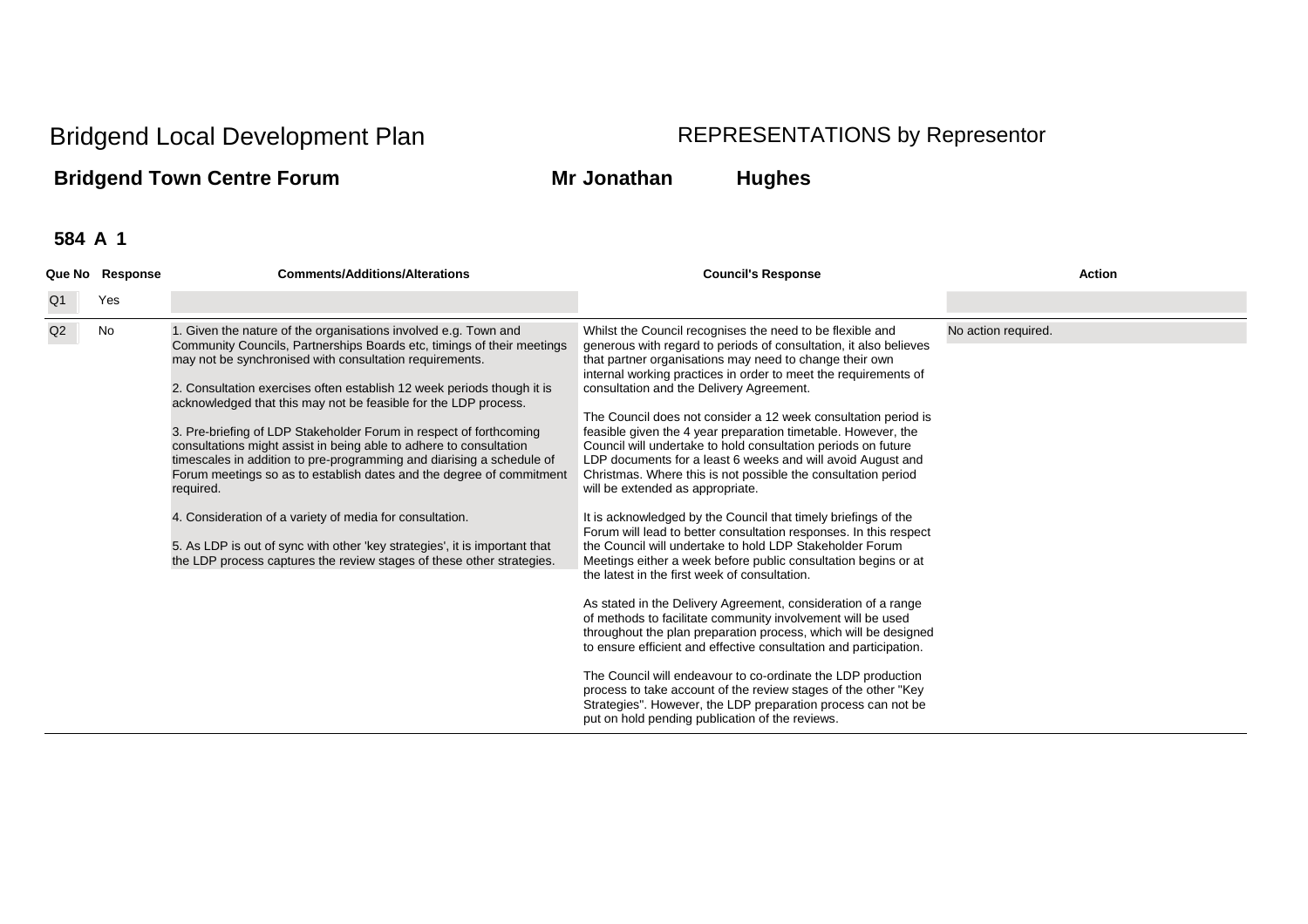Bridgend Local Development Plan

REPRESENTATIONS by Representor

**Bridgend Town Centre Forum** **Mr Jonathan** **Hughes**

**584 A 1**

| Que No | Response | Comments/Additions/Alterations | Council's Response | Action |
|---|---|---|---|---|
| Q1 | Yes | | | |
| Q2 | No | 1. Given the nature of the organisations involved e.g. Town and Community Councils, Partnerships Boards etc, timings of their meetings may not be synchronised with consultation requirements.<br><br>2. Consultation exercises often establish 12 week periods though it is acknowledged that this may not be feasible for the LDP process.<br><br>3. Pre-briefing of LDP Stakeholder Forum in respect of forthcoming consultations might assist in being able to adhere to consultation timescales in addition to pre-programming and diarising a schedule of Forum meetings so as to establish dates and the degree of commitment required.<br><br>4. Consideration of a variety of media for consultation.<br><br>5. As LDP is out of sync with other 'key strategies', it is important that the LDP process captures the review stages of these other strategies. | Whilst the Council recognises the need to be flexible and generous with regard to periods of consultation, it also believes that partner organisations may need to change their own internal working practices in order to meet the requirements of consultation and the Delivery Agreement.<br><br>The Council does not consider a 12 week consultation period is feasible given the 4 year preparation timetable. However, the Council will undertake to hold consultation periods on future LDP documents for a least 6 weeks and will avoid August and Christmas. Where this is not possible the consultation period will be extended as appropriate.<br><br>It is acknowledged by the Council that timely briefings of the Forum will lead to better consultation responses. In this respect the Council will undertake to hold LDP Stakeholder Forum Meetings either a week before public consultation begins or at the latest in the first week of consultation.<br><br>As stated in the Delivery Agreement, consideration of a range of methods to facilitate community involvement will be used throughout the plan preparation process, which will be designed to ensure efficient and effective consultation and participation.<br><br>The Council will endeavour to co-ordinate the LDP production process to take account of the review stages of the other "Key Strategies". However, the LDP preparation process can not be put on hold pending publication of the reviews. | No action required. |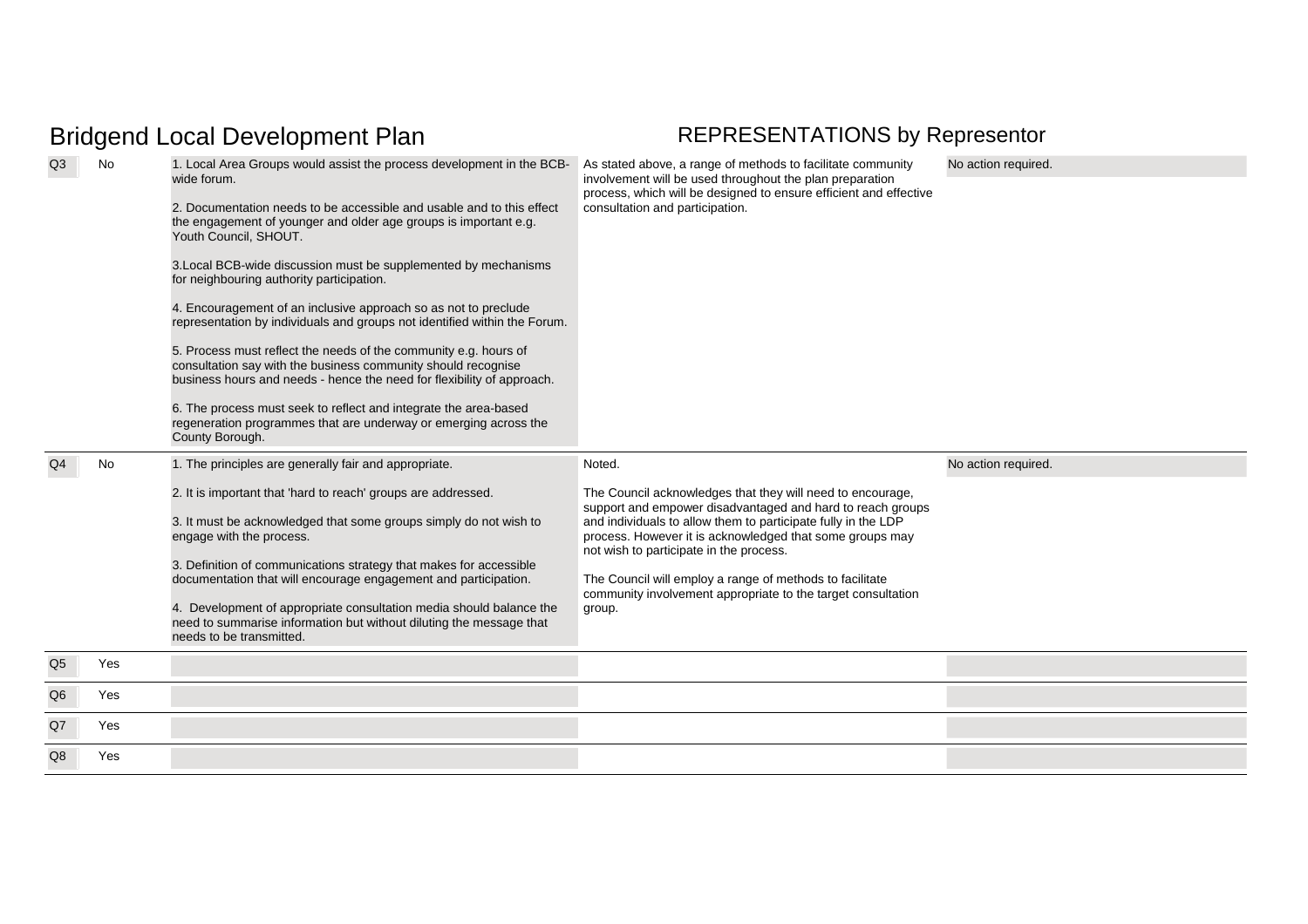# Bridgend Local Development Plan

## REPRESENTATIONS by Representor

| | | | | |
|---|---|---|---|---|
| Q3 | No | 1. Local Area Groups would assist the process development in the BCB-wide forum.<br><br>2. Documentation needs to be accessible and usable and to this effect the engagement of younger and older age groups is important e.g. Youth Council, SHOUT.<br><br>3.Local BCB-wide discussion must be supplemented by mechanisms for neighbouring authority participation.<br><br>4. Encouragement of an inclusive approach so as not to preclude representation by individuals and groups not identified within the Forum.<br><br>5. Process must reflect the needs of the community e.g. hours of consultation say with the business community should recognise business hours and needs - hence the need for flexibility of approach.<br><br>6. The process must seek to reflect and integrate the area-based regeneration programmes that are underway or emerging across the County Borough. | As stated above, a range of methods to facilitate community involvement will be used throughout the plan preparation process, which will be designed to ensure efficient and effective consultation and participation. | No action required. |
| Q4 | No | 1. The principles are generally fair and appropriate.<br><br>2. It is important that 'hard to reach' groups are addressed.<br><br>3. It must be acknowledged that some groups simply do not wish to engage with the process.<br><br>3. Definition of communications strategy that makes for accessible documentation that will encourage engagement and participation.<br><br>4. Development of appropriate consultation media should balance the need to summarise information but without diluting the message that needs to be transmitted. | Noted.<br><br>The Council acknowledges that they will need to encourage, support and empower disadvantaged and hard to reach groups and individuals to allow them to participate fully in the LDP process. However it is acknowledged that some groups may not wish to participate in the process.<br><br>The Council will employ a range of methods to facilitate community involvement appropriate to the target consultation group. | No action required. |
| Q5 | Yes | | | |
| Q6 | Yes | | | |
| Q7 | Yes | | | |
| Q8 | Yes | | | |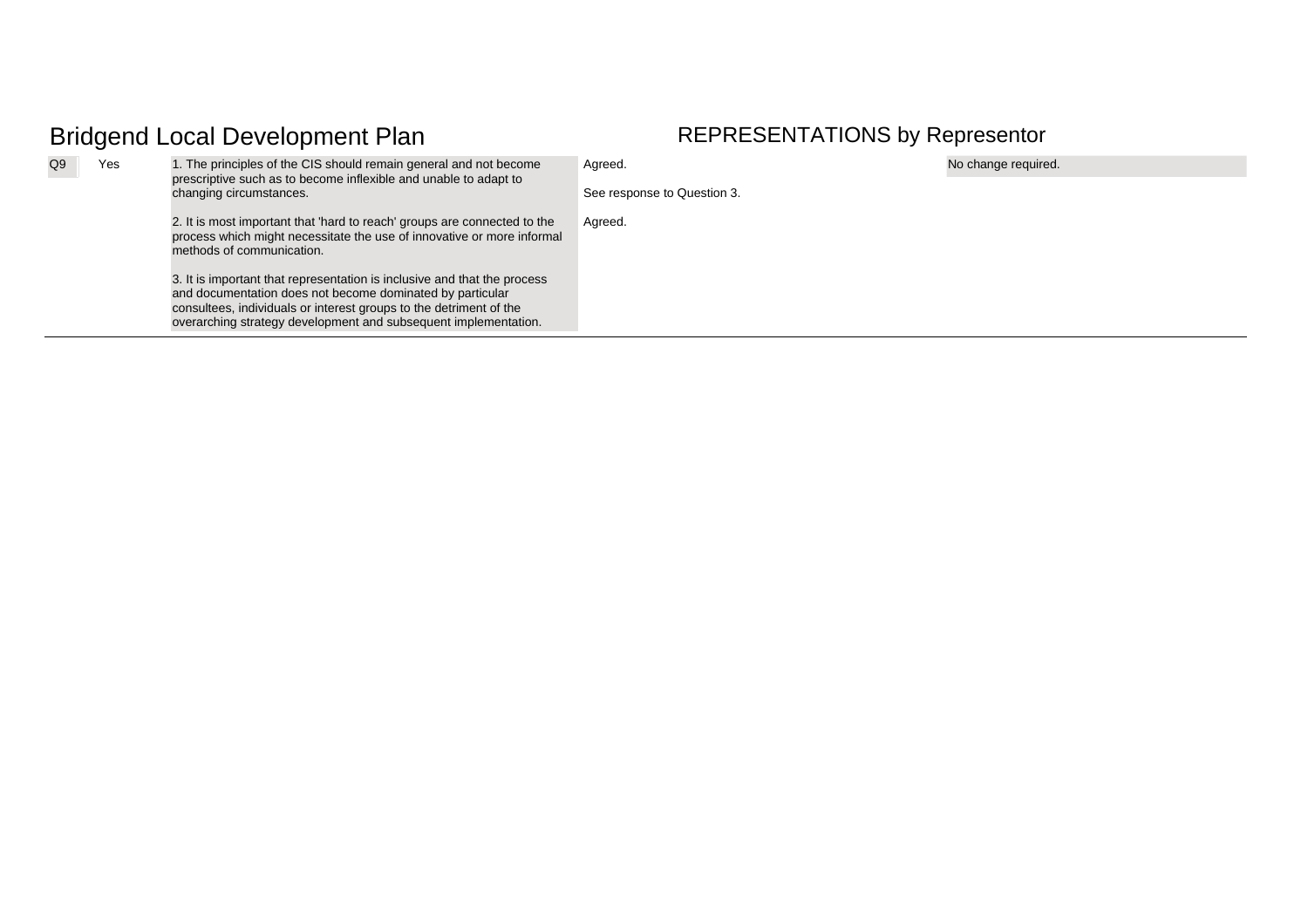# Bridgend Local Development Plan

## REPRESENTATIONS by Representor

| | | | | |
|---|---|---|---|---|
| Q9 | Yes | 1. The principles of the CIS should remain general and not become prescriptive such as to become inflexible and unable to adapt to changing circumstances.<br><br>2. It is most important that 'hard to reach' groups are connected to the process which might necessitate the use of innovative or more informal methods of communication.<br><br>3. It is important that representation is inclusive and that the process and documentation does not become dominated by particular consultees, individuals or interest groups to the detriment of the overarching strategy development and subsequent implementation. | Agreed.<br><br>See response to Question 3.<br><br>Agreed. | No change required. |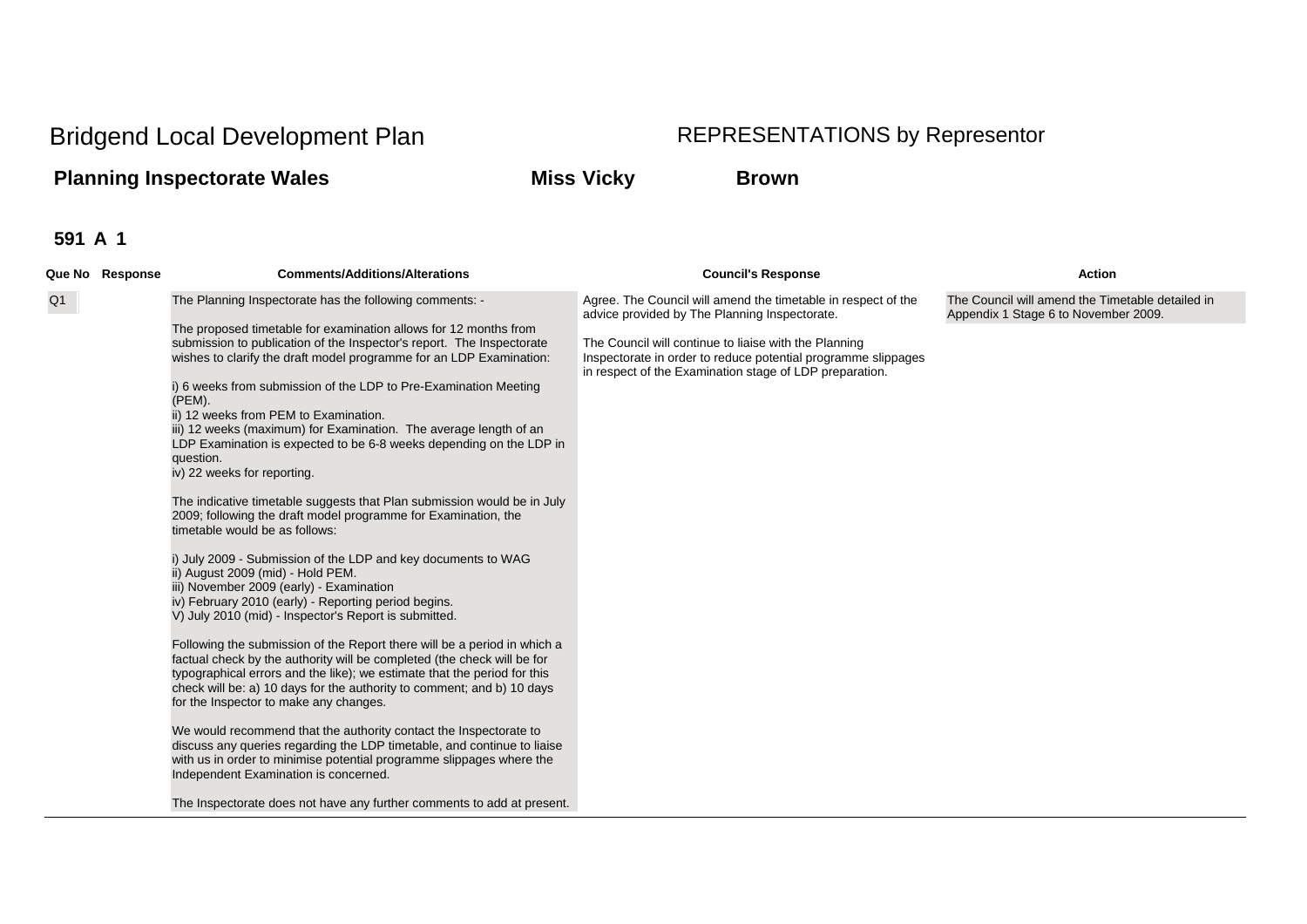# Bridgend Local Development Plan

## REPRESENTATIONS by Representor

**Planning Inspectorate Wales** **Miss Vicky** **Brown**

**591 A 1**

| Que No | Response | Comments/Additions/Alterations | Council's Response | Action |
|---|---|---|---|---|
| Q1 | | The Planning Inspectorate has the following comments: -<br><br>The proposed timetable for examination allows for 12 months from submission to publication of the Inspector's report. The Inspectorate wishes to clarify the draft model programme for an LDP Examination:<br><br>i) 6 weeks from submission of the LDP to Pre-Examination Meeting (PEM).<br>ii) 12 weeks from PEM to Examination.<br>iii) 12 weeks (maximum) for Examination. The average length of an LDP Examination is expected to be 6-8 weeks depending on the LDP in question.<br>iv) 22 weeks for reporting.<br><br>The indicative timetable suggests that Plan submission would be in July 2009; following the draft model programme for Examination, the timetable would be as follows:<br><br>i) July 2009 - Submission of the LDP and key documents to WAG<br>ii) August 2009 (mid) - Hold PEM.<br>iii) November 2009 (early) - Examination<br>iv) February 2010 (early) - Reporting period begins.<br>V) July 2010 (mid) - Inspector's Report is submitted.<br><br>Following the submission of the Report there will be a period in which a factual check by the authority will be completed (the check will be for typographical errors and the like); we estimate that the period for this check will be: a) 10 days for the authority to comment; and b) 10 days for the Inspector to make any changes.<br><br>We would recommend that the authority contact the Inspectorate to discuss any queries regarding the LDP timetable, and continue to liaise with us in order to minimise potential programme slippages where the Independent Examination is concerned.<br><br>The Inspectorate does not have any further comments to add at present. | Agree. The Council will amend the timetable in respect of the advice provided by The Planning Inspectorate.<br><br>The Council will continue to liaise with the Planning Inspectorate in order to reduce potential programme slippages in respect of the Examination stage of LDP preparation. | The Council will amend the Timetable detailed in Appendix 1 Stage 6 to November 2009. |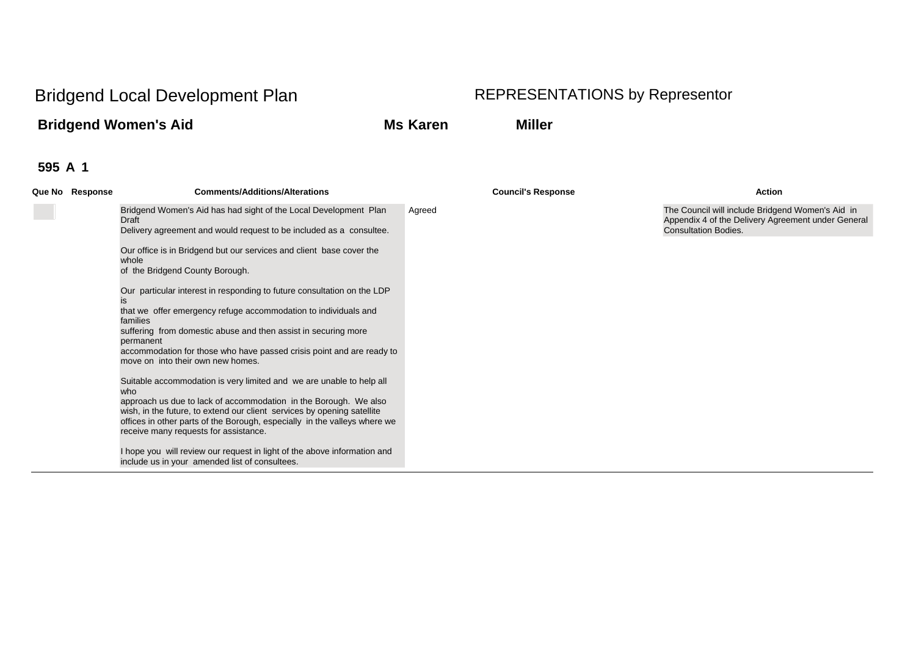# Bridgend Local Development Plan

## REPRESENTATIONS by Representor

**Bridgend Women's Aid** **Ms Karen** **Miller**

**595 A 1**

| Que No | Response | Comments/Additions/Alterations | Council's Response | Action |
|---|---|---|---|---|
| | | Bridgend Women's Aid has had sight of the Local Development Plan Draft Delivery agreement and would request to be included as a consultee.<br><br>Our office is in Bridgend but our services and client base cover the whole of the Bridgend County Borough.<br><br>Our particular interest in responding to future consultation on the LDP is that we offer emergency refuge accommodation to individuals and families suffering from domestic abuse and then assist in securing more permanent accommodation for those who have passed crisis point and are ready to move on into their own new homes.<br><br>Suitable accommodation is very limited and we are unable to help all who approach us due to lack of accommodation in the Borough. We also wish, in the future, to extend our client services by opening satellite offices in other parts of the Borough, especially in the valleys where we receive many requests for assistance.<br><br>I hope you will review our request in light of the above information and include us in your amended list of consultees. | Agreed | The Council will include Bridgend Women's Aid in Appendix 4 of the Delivery Agreement under General Consultation Bodies. |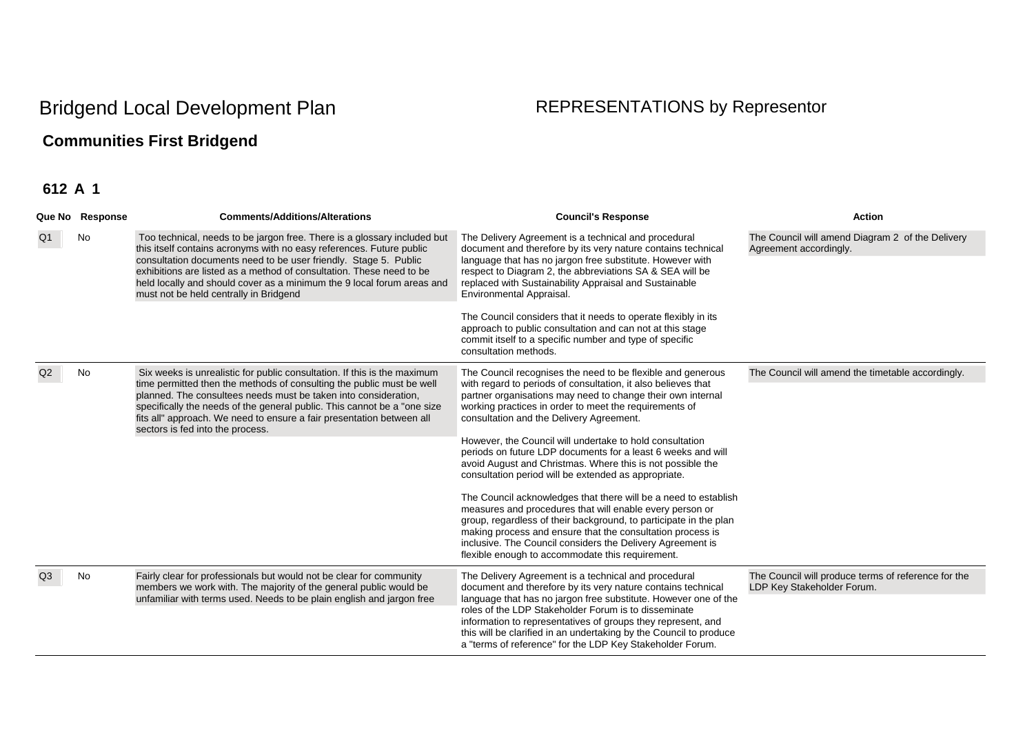# Bridgend Local Development Plan

REPRESENTATIONS by Representor

## Communities First Bridgend

### 612 A 1

| Que No | Response | Comments/Additions/Alterations | Council's Response | Action |
|---|---|---|---|---|
| Q1 | No | Too technical, needs to be jargon free. There is a glossary included but this itself contains acronyms with no easy references. Future public consultation documents need to be user friendly. Stage 5. Public exhibitions are listed as a method of consultation. These need to be held locally and should cover as a minimum the 9 local forum areas and must not be held centrally in Bridgend | The Delivery Agreement is a technical and procedural document and therefore by its very nature contains technical language that has no jargon free substitute. However with respect to Diagram 2, the abbreviations SA & SEA will be replaced with Sustainability Appraisal and Sustainable Environmental Appraisal.<br><br>The Council considers that it needs to operate flexibly in its approach to public consultation and can not at this stage commit itself to a specific number and type of specific consultation methods. | The Council will amend Diagram 2 of the Delivery Agreement accordingly. |
| Q2 | No | Six weeks is unrealistic for public consultation. If this is the maximum time permitted then the methods of consulting the public must be well planned. The consultees needs must be taken into consideration, specifically the needs of the general public. This cannot be a "one size fits all" approach. We need to ensure a fair presentation between all sectors is fed into the process. | The Council recognises the need to be flexible and generous with regard to periods of consultation, it also believes that partner organisations may need to change their own internal working practices in order to meet the requirements of consultation and the Delivery Agreement.<br><br>However, the Council will undertake to hold consultation periods on future LDP documents for a least 6 weeks and will avoid August and Christmas. Where this is not possible the consultation period will be extended as appropriate.<br><br>The Council acknowledges that there will be a need to establish measures and procedures that will enable every person or group, regardless of their background, to participate in the plan making process and ensure that the consultation process is inclusive. The Council considers the Delivery Agreement is flexible enough to accommodate this requirement. | The Council will amend the timetable accordingly. |
| Q3 | No | Fairly clear for professionals but would not be clear for community members we work with. The majority of the general public would be unfamiliar with terms used. Needs to be plain english and jargon free | The Delivery Agreement is a technical and procedural document and therefore by its very nature contains technical language that has no jargon free substitute. However one of the roles of the LDP Stakeholder Forum is to disseminate information to representatives of groups they represent, and this will be clarified in an undertaking by the Council to produce a "terms of reference" for the LDP Key Stakeholder Forum. | The Council will produce terms of reference for the LDP Key Stakeholder Forum. |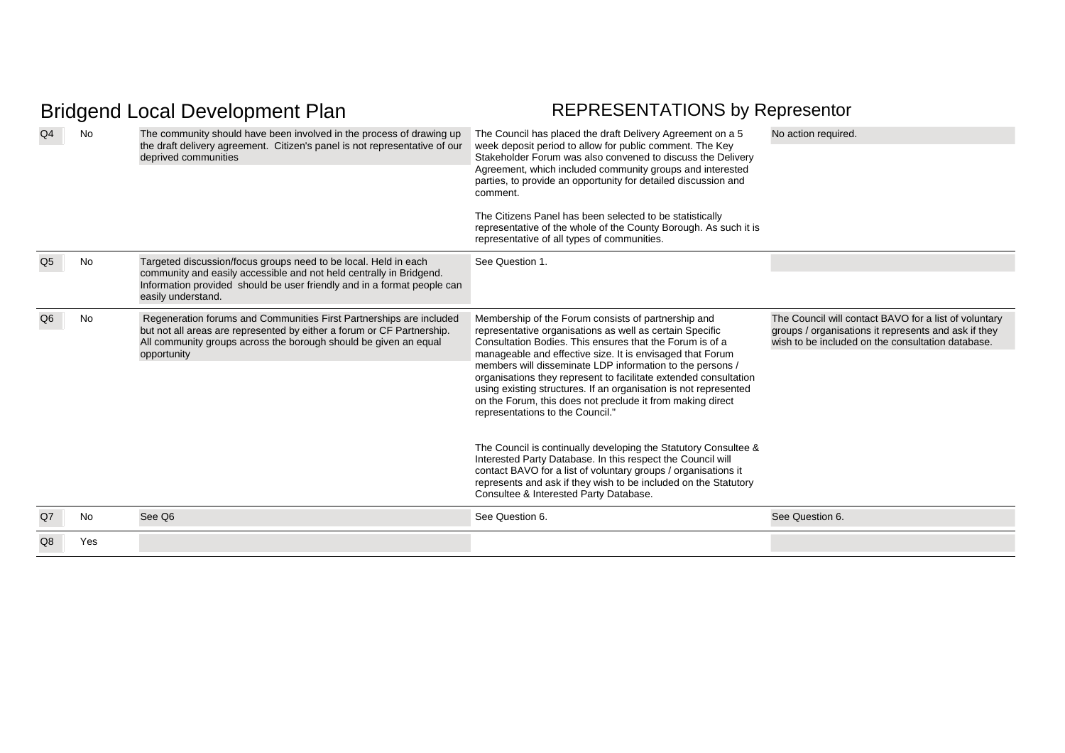# Bridgend Local Development Plan

## REPRESENTATIONS by Representor

| | | | | |
|---|---|---|---|---|
| Q4 | No | The community should have been involved in the process of drawing up the draft delivery agreement. Citizen's panel is not representative of our deprived communities | The Council has placed the draft Delivery Agreement on a 5 week deposit period to allow for public comment. The Key Stakeholder Forum was also convened to discuss the Delivery Agreement, which included community groups and interested parties, to provide an opportunity for detailed discussion and comment.<br><br>The Citizens Panel has been selected to be statistically representative of the whole of the County Borough. As such it is representative of all types of communities. | No action required. |
| Q5 | No | Targeted discussion/focus groups need to be local. Held in each community and easily accessible and not held centrally in Bridgend. Information provided should be user friendly and in a format people can easily understand. | See Question 1. | |
| Q6 | No | Regeneration forums and Communities First Partnerships are included but not all areas are represented by either a forum or CF Partnership. All community groups across the borough should be given an equal opportunity | Membership of the Forum consists of partnership and representative organisations as well as certain Specific Consultation Bodies. This ensures that the Forum is of a manageable and effective size. It is envisaged that Forum members will disseminate LDP information to the persons / organisations they represent to facilitate extended consultation using existing structures. If an organisation is not represented on the Forum, this does not preclude it from making direct representations to the Council."<br><br>The Council is continually developing the Statutory Consultee & Interested Party Database. In this respect the Council will contact BAVO for a list of voluntary groups / organisations it represents and ask if they wish to be included on the Statutory Consultee & Interested Party Database. | The Council will contact BAVO for a list of voluntary groups / organisations it represents and ask if they wish to be included on the consultation database. |
| Q7 | No | See Q6 | See Question 6. | See Question 6. |
| Q8 | Yes | | | |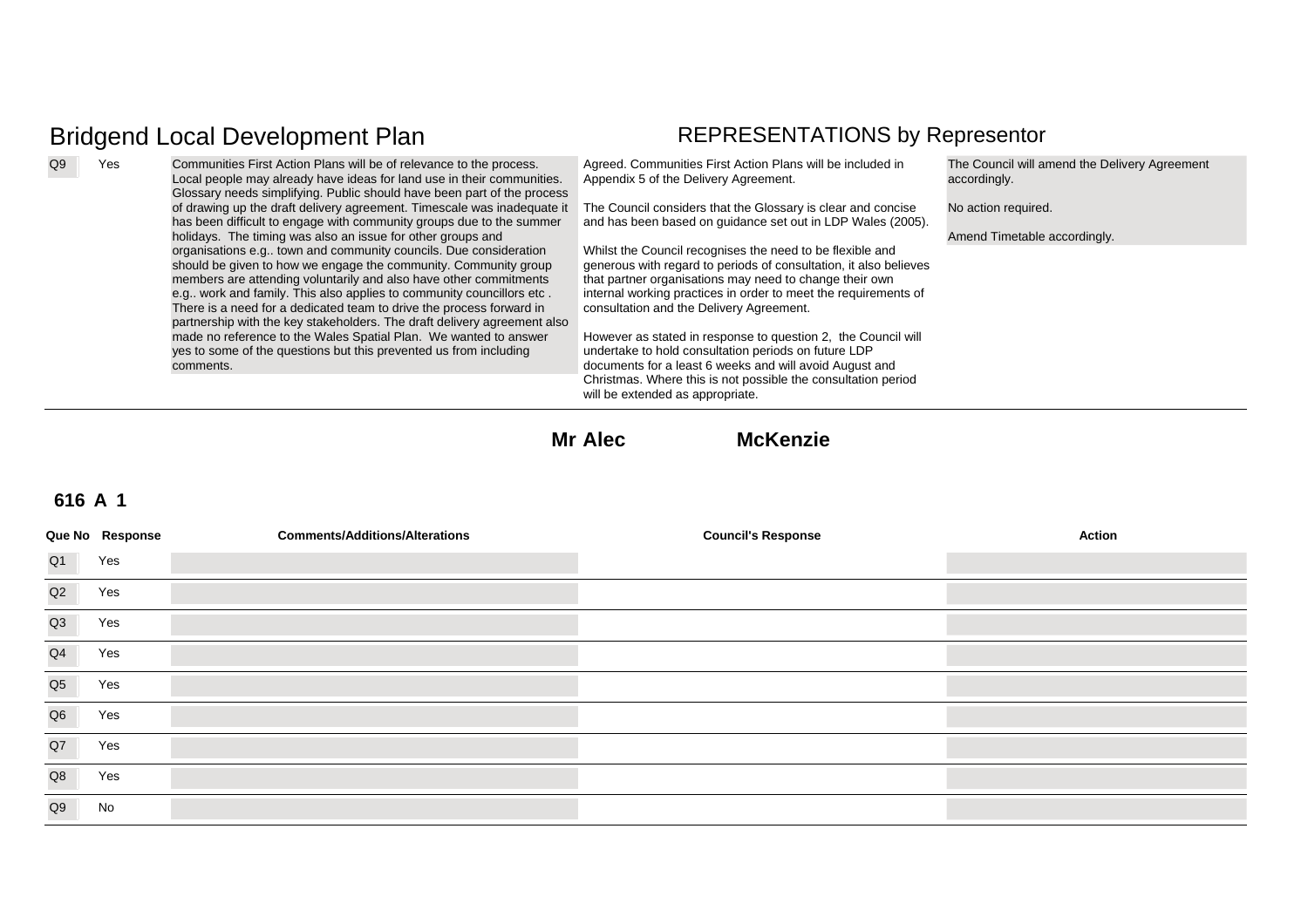# Bridgend Local Development Plan

## REPRESENTATIONS by Representor

| Que No | Response | Comments/Additions/Alterations | Council's Response | Action |
|---|---|---|---|---|
| Q9 | Yes | Communities First Action Plans will be of relevance to the process. Local people may already have ideas for land use in their communities. Glossary needs simplifying. Public should have been part of the process of drawing up the draft delivery agreement. Timescale was inadequate it has been difficult to engage with community groups due to the summer holidays. The timing was also an issue for other groups and organisations e.g.. town and community councils. Due consideration should be given to how we engage the community. Community group members are attending voluntarily and also have other commitments e.g.. work and family. This also applies to community councillors etc . There is a need for a dedicated team to drive the process forward in partnership with the key stakeholders. The draft delivery agreement also made no reference to the Wales Spatial Plan. We wanted to answer yes to some of the questions but this prevented us from including comments. | Agreed. Communities First Action Plans will be included in Appendix 5 of the Delivery Agreement.<br><br>The Council considers that the Glossary is clear and concise and has been based on guidance set out in LDP Wales (2005).<br><br>Whilst the Council recognises the need to be flexible and generous with regard to periods of consultation, it also believes that partner organisations may need to change their own internal working practices in order to meet the requirements of consultation and the Delivery Agreement.<br><br>However as stated in response to question 2, the Council will undertake to hold consultation periods on future LDP documents for a least 6 weeks and will avoid August and Christmas. Where this is not possible the consultation period will be extended as appropriate. | The Council will amend the Delivery Agreement accordingly.<br><br>No action required.<br><br>Amend Timetable accordingly. |

**Mr Alec McKenzie**

**616 A 1**

| Que No | Response | Comments/Additions/Alterations | Council's Response | Action |
|---|---|---|---|---|
| Q1 | Yes | | | |
| Q2 | Yes | | | |
| Q3 | Yes | | | |
| Q4 | Yes | | | |
| Q5 | Yes | | | |
| Q6 | Yes | | | |
| Q7 | Yes | | | |
| Q8 | Yes | | | |
| Q9 | No | | | |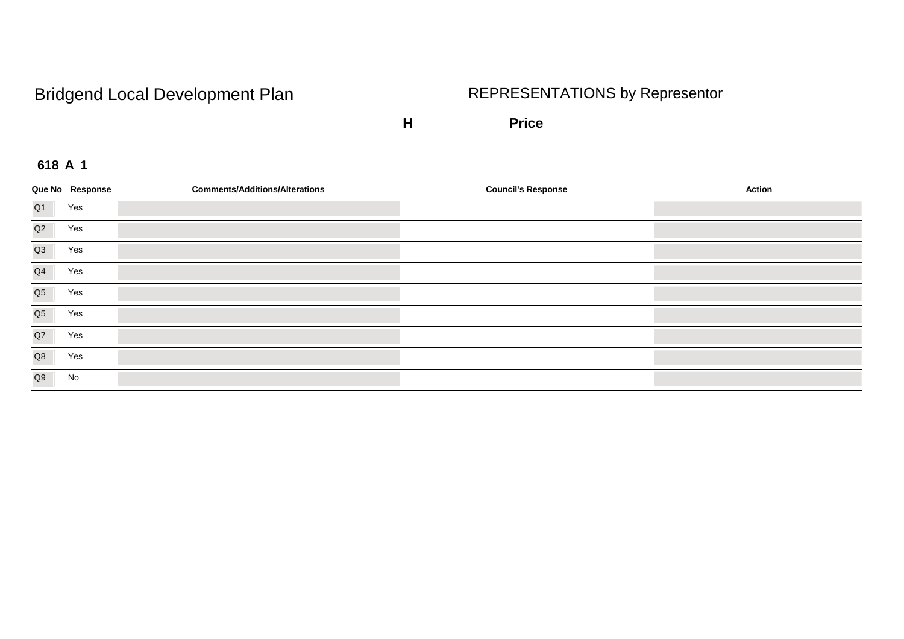# Bridgend Local Development Plan

## REPRESENTATIONS by Representor

**H Price**

**618 A 1**

| Que No | Response | Comments/Additions/Alterations | Council's Response | Action |
|---|---|---|---|---|
| Q1 | Yes | | | |
| Q2 | Yes | | | |
| Q3 | Yes | | | |
| Q4 | Yes | | | |
| Q5 | Yes | | | |
| Q5 | Yes | | | |
| Q7 | Yes | | | |
| Q8 | Yes | | | |
| Q9 | No | | | |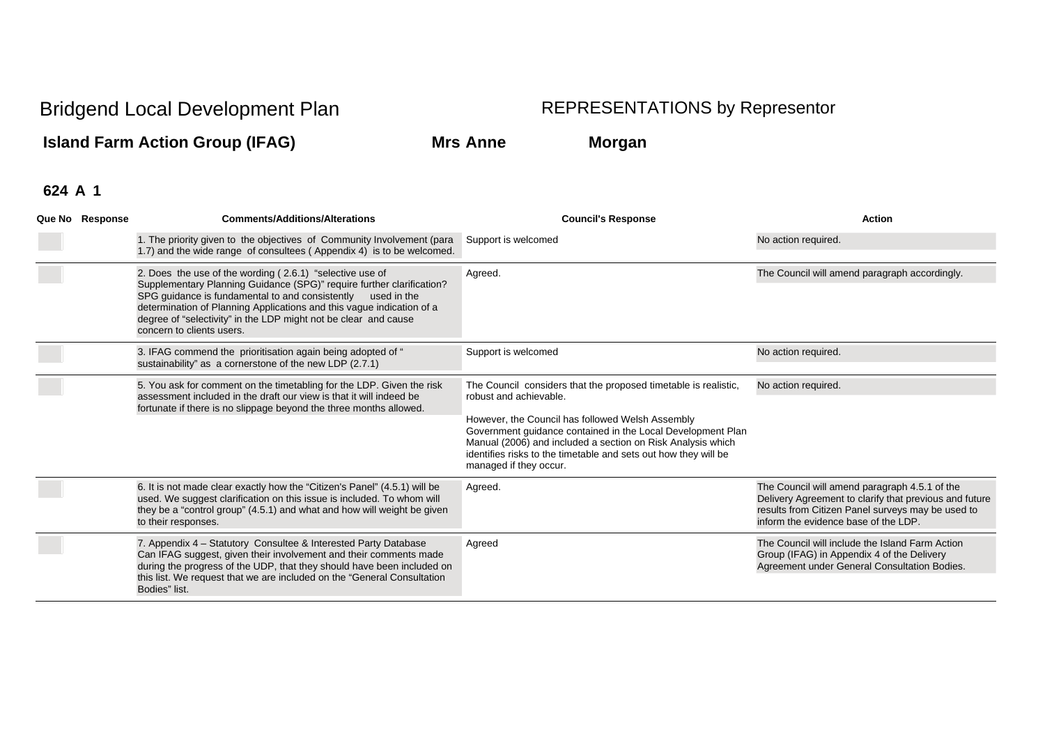# Bridgend Local Development Plan

## REPRESENTATIONS by Representor

**Island Farm Action Group (IFAG)** **Mrs Anne** **Morgan**

**624 A 1**

| Que No | Response | Comments/Additions/Alterations | Council's Response | Action |
|---|---|---|---|---|
| | | 1. The priority given to the objectives of Community Involvement (para 1.7) and the wide range of consultees ( Appendix 4) is to be welcomed. | Support is welcomed | No action required. |
| | | 2. Does the use of the wording ( 2.6.1) "selective use of Supplementary Planning Guidance (SPG)" require further clarification? SPG guidance is fundamental to and consistently used in the determination of Planning Applications and this vague indication of a degree of "selectivity" in the LDP might not be clear and cause concern to clients users. | Agreed. | The Council will amend paragraph accordingly. |
| | | 3. IFAG commend the prioritisation again being adopted of " sustainability" as a cornerstone of the new LDP (2.7.1) | Support is welcomed | No action required. |
| | | 5. You ask for comment on the timetabling for the LDP. Given the risk assessment included in the draft our view is that it will indeed be fortunate if there is no slippage beyond the three months allowed. | The Council considers that the proposed timetable is realistic, robust and achievable.<br><br>However, the Council has followed Welsh Assembly Government guidance contained in the Local Development Plan Manual (2006) and included a section on Risk Analysis which identifies risks to the timetable and sets out how they will be managed if they occur. | No action required. |
| | | 6. It is not made clear exactly how the "Citizen's Panel" (4.5.1) will be used. We suggest clarification on this issue is included. To whom will they be a "control group" (4.5.1) and what and how will weight be given to their responses. | Agreed. | The Council will amend paragraph 4.5.1 of the Delivery Agreement to clarify that previous and future results from Citizen Panel surveys may be used to inform the evidence base of the LDP. |
| | | 7. Appendix 4 – Statutory Consultee & Interested Party Database Can IFAG suggest, given their involvement and their comments made during the progress of the UDP, that they should have been included on this list. We request that we are included on the "General Consultation Bodies" list. | Agreed | The Council will include the Island Farm Action Group (IFAG) in Appendix 4 of the Delivery Agreement under General Consultation Bodies. |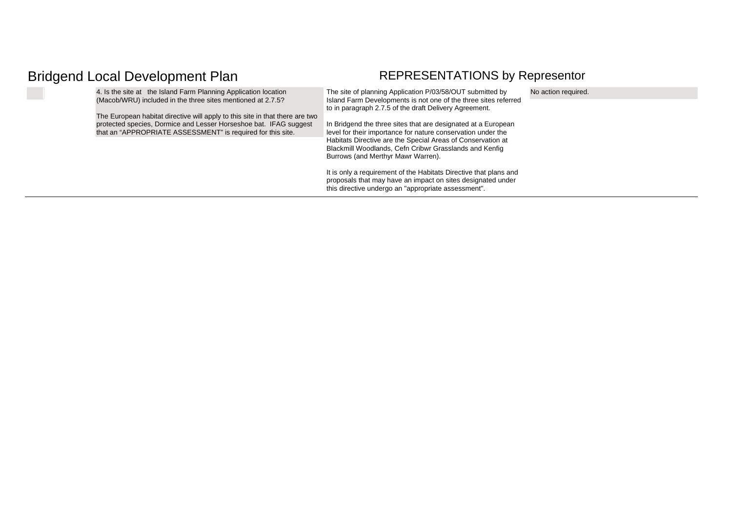# Bridgend Local Development Plan

## REPRESENTATIONS by Representor

| | | | |
|---|---|---|---|
| | 4. Is the site at the Island Farm Planning Application location (Macob/WRU) included in the three sites mentioned at 2.7.5?<br><br>The European habitat directive will apply to this site in that there are two protected species, Dormice and Lesser Horseshoe bat. IFAG suggest that an "APPROPRIATE ASSESSMENT" is required for this site. | The site of planning Application P/03/58/OUT submitted by Island Farm Developments is not one of the three sites referred to in paragraph 2.7.5 of the draft Delivery Agreement.<br><br>In Bridgend the three sites that are designated at a European level for their importance for nature conservation under the Habitats Directive are the Special Areas of Conservation at Blackmill Woodlands, Cefn Cribwr Grasslands and Kenfig Burrows (and Merthyr Mawr Warren).<br><br>It is only a requirement of the Habitats Directive that plans and proposals that may have an impact on sites designated under this directive undergo an "appropriate assessment". | No action required. |